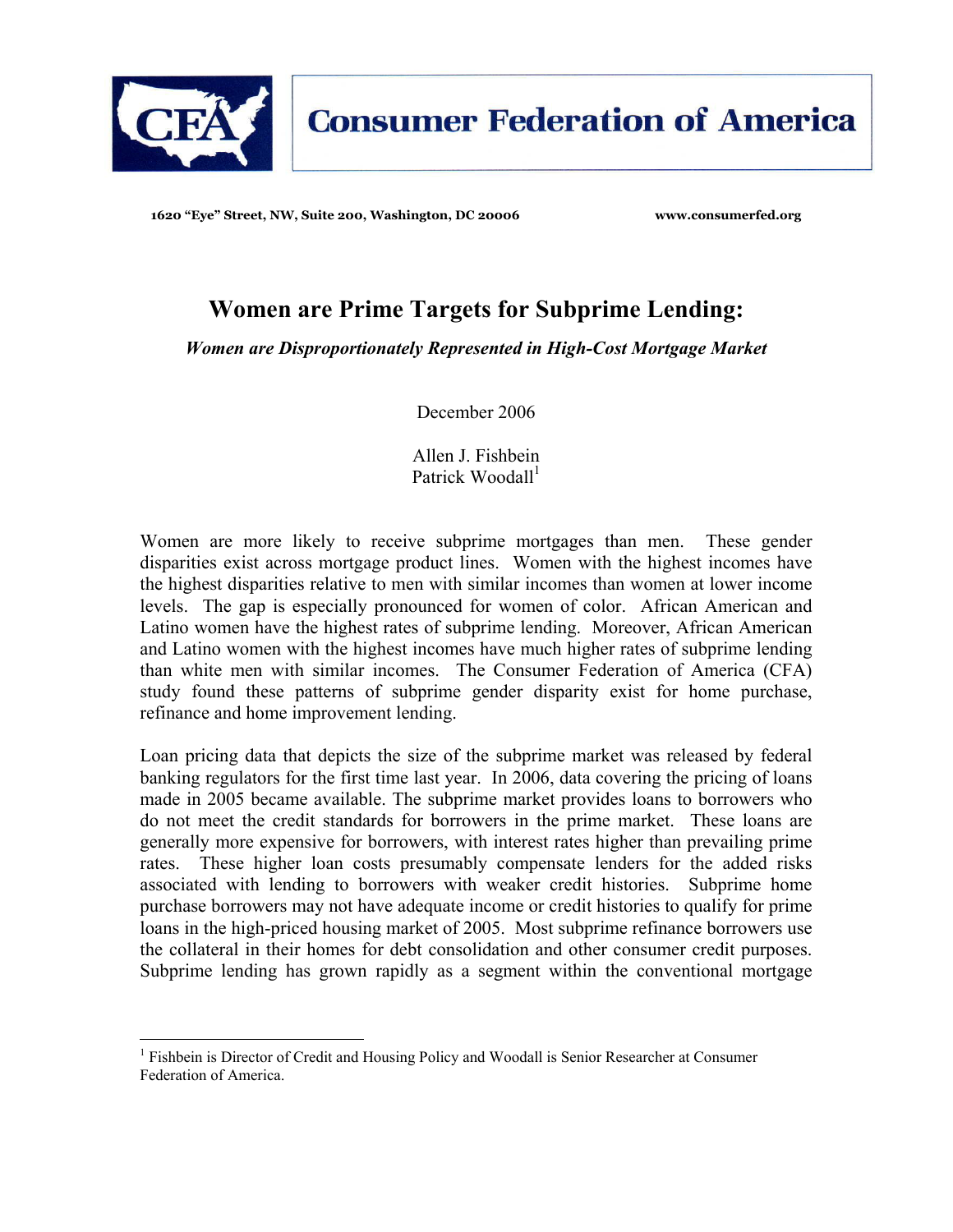**Consumer Federation of America**

1620 "Eye" Street, NW, Suite 200, Washington, DC 20006 www.consumerfed.org

# Women are Prime Targets for Subprime Lending:

*Women are Disproportionately Represented in High-Cost Mortgage Market*

December 2006

Allen J. Fishbein
Patrick Woodall[1]

Women are more likely to receive subprime mortgages than men. These gender disparities exist across mortgage product lines. Women with the highest incomes have the highest disparities relative to men with similar incomes than women at lower income levels. The gap is especially pronounced for women of color. African American and Latino women have the highest rates of subprime lending. Moreover, African American and Latino women with the highest incomes have much higher rates of subprime lending than white men with similar incomes. The Consumer Federation of America (CFA) study found these patterns of subprime gender disparity exist for home purchase, refinance and home improvement lending.

Loan pricing data that depicts the size of the subprime market was released by federal banking regulators for the first time last year. In 2006, data covering the pricing of loans made in 2005 became available. The subprime market provides loans to borrowers who do not meet the credit standards for borrowers in the prime market. These loans are generally more expensive for borrowers, with interest rates higher than prevailing prime rates. These higher loan costs presumably compensate lenders for the added risks associated with lending to borrowers with weaker credit histories. Subprime home purchase borrowers may not have adequate income or credit histories to qualify for prime loans in the high-priced housing market of 2005. Most subprime refinance borrowers use the collateral in their homes for debt consolidation and other consumer credit purposes. Subprime lending has grown rapidly as a segment within the conventional mortgage

---

[1] Fishbein is Director of Credit and Housing Policy and Woodall is Senior Researcher at Consumer Federation of America.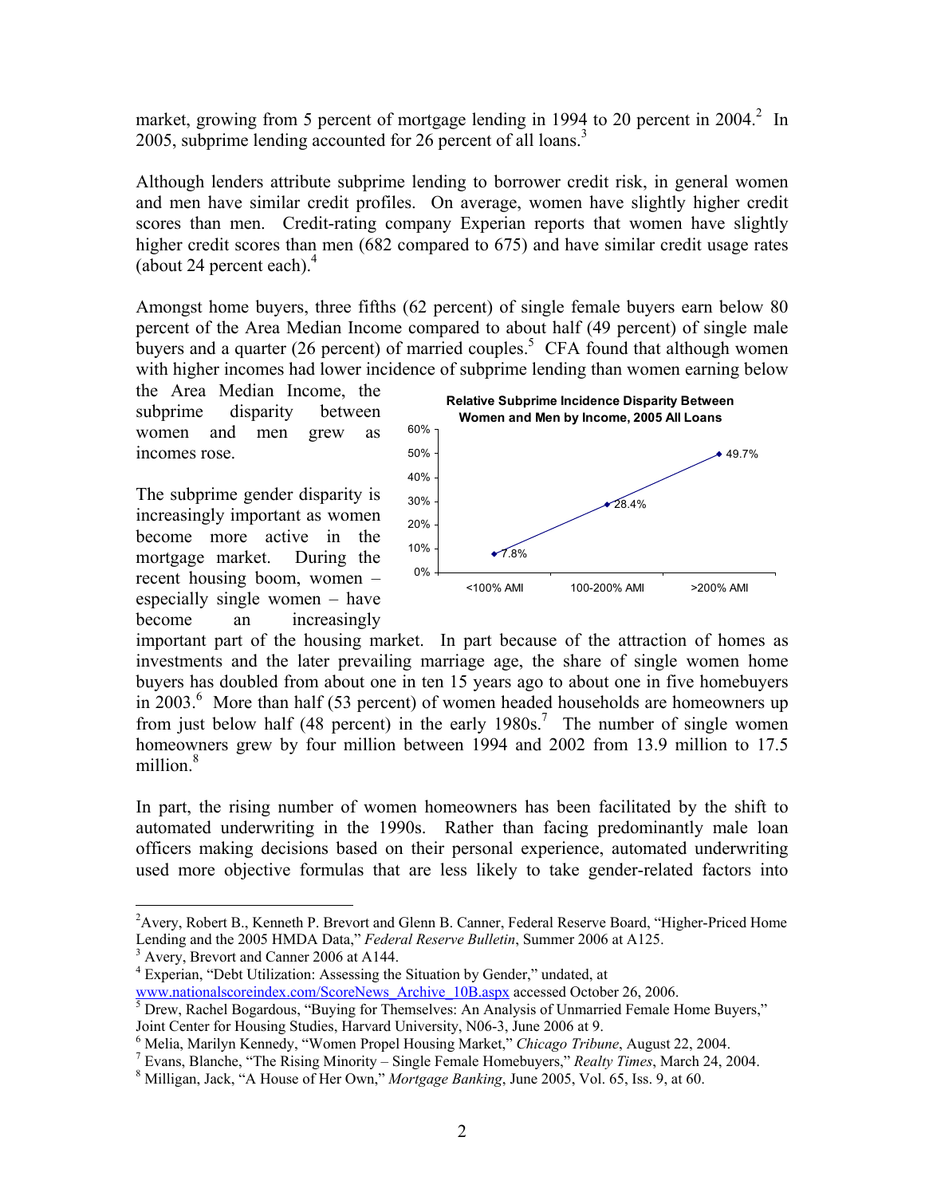market, growing from 5 percent of mortgage lending in 1994 to 20 percent in 2004.[2] In 2005, subprime lending accounted for 26 percent of all loans.[3]

Although lenders attribute subprime lending to borrower credit risk, in general women and men have similar credit profiles. On average, women have slightly higher credit scores than men. Credit-rating company Experian reports that women have slightly higher credit scores than men (682 compared to 675) and have similar credit usage rates (about 24 percent each).[4]

Amongst home buyers, three fifths (62 percent) of single female buyers earn below 80 percent of the Area Median Income compared to about half (49 percent) of single male buyers and a quarter (26 percent) of married couples.[5] CFA found that although women with higher incomes had lower incidence of subprime lending than women earning below the Area Median Income, the subprime disparity between women and men grew as incomes rose.

**Relative Subprime Incidence Disparity Between Women and Men by Income, 2005 All Loans**

| Income | Disparity |
|---|---|
| <100% AMI | 7.8% |
| 100-200% AMI | 28.4% |
| >200% AMI | 49.7% |

The subprime gender disparity is increasingly important as women become more active in the mortgage market. During the recent housing boom, women – especially single women – have become an increasingly important part of the housing market. In part because of the attraction of homes as investments and the later prevailing marriage age, the share of single women home buyers has doubled from about one in ten 15 years ago to about one in five homebuyers in 2003.[6] More than half (53 percent) of women headed households are homeowners up from just below half (48 percent) in the early 1980s.[7] The number of single women homeowners grew by four million between 1994 and 2002 from 13.9 million to 17.5 million.[8]

In part, the rising number of women homeowners has been facilitated by the shift to automated underwriting in the 1990s. Rather than facing predominantly male loan officers making decisions based on their personal experience, automated underwriting used more objective formulas that are less likely to take gender-related factors into

---

[2] Avery, Robert B., Kenneth P. Brevort and Glenn B. Canner, Federal Reserve Board, "Higher-Priced Home Lending and the 2005 HMDA Data," *Federal Reserve Bulletin*, Summer 2006 at A125.

[3] Avery, Brevort and Canner 2006 at A144.

[4] Experian, "Debt Utilization: Assessing the Situation by Gender," undated, at www.nationalscoreindex.com/ScoreNews_Archive_10B.aspx accessed October 26, 2006.

[5] Drew, Rachel Bogardous, "Buying for Themselves: An Analysis of Unmarried Female Home Buyers," Joint Center for Housing Studies, Harvard University, N06-3, June 2006 at 9.

[6] Melia, Marilyn Kennedy, "Women Propel Housing Market," *Chicago Tribune*, August 22, 2004.

[7] Evans, Blanche, "The Rising Minority – Single Female Homebuyers," *Realty Times*, March 24, 2004.

[8] Milligan, Jack, "A House of Her Own," *Mortgage Banking*, June 2005, Vol. 65, Iss. 9, at 60.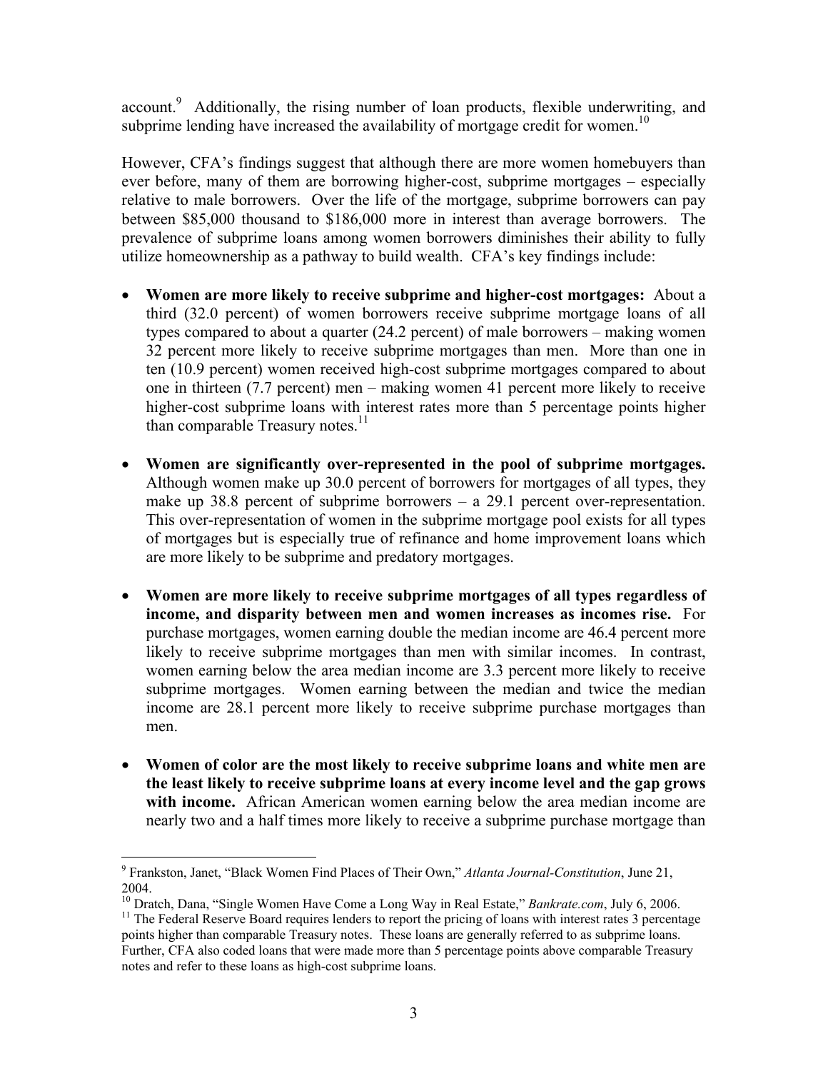account.[9] Additionally, the rising number of loan products, flexible underwriting, and subprime lending have increased the availability of mortgage credit for women.[10]

However, CFA's findings suggest that although there are more women homebuyers than ever before, many of them are borrowing higher-cost, subprime mortgages – especially relative to male borrowers. Over the life of the mortgage, subprime borrowers can pay between $85,000 thousand to $186,000 more in interest than average borrowers. The prevalence of subprime loans among women borrowers diminishes their ability to fully utilize homeownership as a pathway to build wealth. CFA's key findings include:

- **Women are more likely to receive subprime and higher-cost mortgages:** About a third (32.0 percent) of women borrowers receive subprime mortgage loans of all types compared to about a quarter (24.2 percent) of male borrowers – making women 32 percent more likely to receive subprime mortgages than men. More than one in ten (10.9 percent) women received high-cost subprime mortgages compared to about one in thirteen (7.7 percent) men – making women 41 percent more likely to receive higher-cost subprime loans with interest rates more than 5 percentage points higher than comparable Treasury notes.[11]

- **Women are significantly over-represented in the pool of subprime mortgages.** Although women make up 30.0 percent of borrowers for mortgages of all types, they make up 38.8 percent of subprime borrowers – a 29.1 percent over-representation. This over-representation of women in the subprime mortgage pool exists for all types of mortgages but is especially true of refinance and home improvement loans which are more likely to be subprime and predatory mortgages.

- **Women are more likely to receive subprime mortgages of all types regardless of income, and disparity between men and women increases as incomes rise.** For purchase mortgages, women earning double the median income are 46.4 percent more likely to receive subprime mortgages than men with similar incomes. In contrast, women earning below the area median income are 3.3 percent more likely to receive subprime mortgages. Women earning between the median and twice the median income are 28.1 percent more likely to receive subprime purchase mortgages than men.

- **Women of color are the most likely to receive subprime loans and white men are the least likely to receive subprime loans at every income level and the gap grows with income.** African American women earning below the area median income are nearly two and a half times more likely to receive a subprime purchase mortgage than

---

[9] Frankston, Janet, "Black Women Find Places of Their Own," *Atlanta Journal-Constitution*, June 21, 2004.

[10] Dratch, Dana, "Single Women Have Come a Long Way in Real Estate," *Bankrate.com*, July 6, 2006.

[11] The Federal Reserve Board requires lenders to report the pricing of loans with interest rates 3 percentage points higher than comparable Treasury notes. These loans are generally referred to as subprime loans. Further, CFA also coded loans that were made more than 5 percentage points above comparable Treasury notes and refer to these loans as high-cost subprime loans.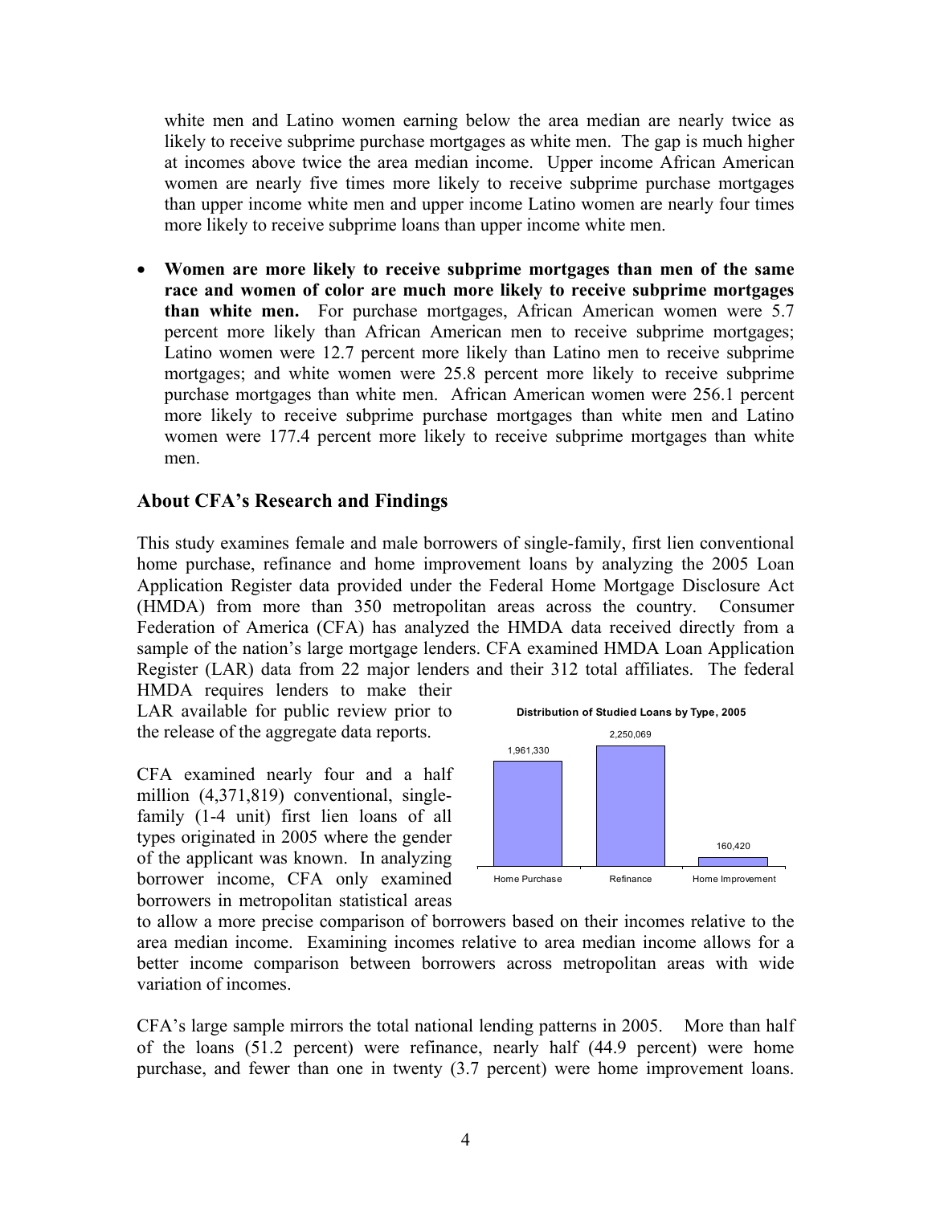white men and Latino women earning below the area median are nearly twice as likely to receive subprime purchase mortgages as white men. The gap is much higher at incomes above twice the area median income. Upper income African American women are nearly five times more likely to receive subprime purchase mortgages than upper income white men and upper income Latino women are nearly four times more likely to receive subprime loans than upper income white men.

- **Women are more likely to receive subprime mortgages than men of the same race and women of color are much more likely to receive subprime mortgages than white men.** For purchase mortgages, African American women were 5.7 percent more likely than African American men to receive subprime mortgages; Latino women were 12.7 percent more likely than Latino men to receive subprime mortgages; and white women were 25.8 percent more likely to receive subprime purchase mortgages than white men. African American women were 256.1 percent more likely to receive subprime purchase mortgages than white men and Latino women were 177.4 percent more likely to receive subprime mortgages than white men.

## About CFA's Research and Findings

This study examines female and male borrowers of single-family, first lien conventional home purchase, refinance and home improvement loans by analyzing the 2005 Loan Application Register data provided under the Federal Home Mortgage Disclosure Act (HMDA) from more than 350 metropolitan areas across the country. Consumer Federation of America (CFA) has analyzed the HMDA data received directly from a sample of the nation's large mortgage lenders. CFA examined HMDA Loan Application Register (LAR) data from 22 major lenders and their 312 total affiliates. The federal HMDA requires lenders to make their LAR available for public review prior to the release of the aggregate data reports.

**Distribution of Studied Loans by Type, 2005**

| Home Purchase | Refinance | Home Improvement |
|---|---|---|
| 1,961,330 | 2,250,069 | 160,420 |

CFA examined nearly four and a half million (4,371,819) conventional, single-family (1-4 unit) first lien loans of all types originated in 2005 where the gender of the applicant was known. In analyzing borrower income, CFA only examined borrowers in metropolitan statistical areas to allow a more precise comparison of borrowers based on their incomes relative to the area median income. Examining incomes relative to area median income allows for a better income comparison between borrowers across metropolitan areas with wide variation of incomes.

CFA's large sample mirrors the total national lending patterns in 2005. More than half of the loans (51.2 percent) were refinance, nearly half (44.9 percent) were home purchase, and fewer than one in twenty (3.7 percent) were home improvement loans.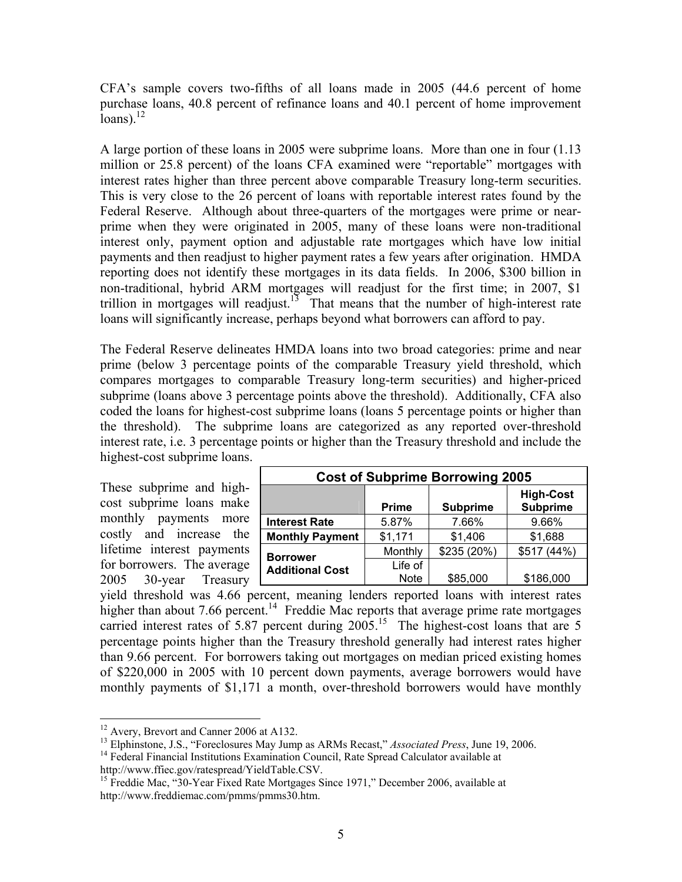CFA's sample covers two-fifths of all loans made in 2005 (44.6 percent of home purchase loans, 40.8 percent of refinance loans and 40.1 percent of home improvement loans).[12]

A large portion of these loans in 2005 were subprime loans. More than one in four (1.13 million or 25.8 percent) of the loans CFA examined were "reportable" mortgages with interest rates higher than three percent above comparable Treasury long-term securities. This is very close to the 26 percent of loans with reportable interest rates found by the Federal Reserve. Although about three-quarters of the mortgages were prime or near-prime when they were originated in 2005, many of these loans were non-traditional interest only, payment option and adjustable rate mortgages which have low initial payments and then readjust to higher payment rates a few years after origination. HMDA reporting does not identify these mortgages in its data fields. In 2006, \$300 billion in non-traditional, hybrid ARM mortgages will readjust for the first time; in 2007, \$1 trillion in mortgages will readjust.[13] That means that the number of high-interest rate loans will significantly increase, perhaps beyond what borrowers can afford to pay.

The Federal Reserve delineates HMDA loans into two broad categories: prime and near prime (below 3 percentage points of the comparable Treasury yield threshold, which compares mortgages to comparable Treasury long-term securities) and higher-priced subprime (loans above 3 percentage points above the threshold). Additionally, CFA also coded the loans for highest-cost subprime loans (loans 5 percentage points or higher than the threshold). The subprime loans are categorized as any reported over-threshold interest rate, i.e. 3 percentage points or higher than the Treasury threshold and include the highest-cost subprime loans.

| **Cost of Subprime Borrowing 2005** | | | | |
|---|---|---|---|---|
| | | **Prime** | **Subprime** | **High-Cost Subprime** |
| **Interest Rate** | | 5.87% | 7.66% | 9.66% |
| **Monthly Payment** | | \$1,171 | \$1,406 | \$1,688 |
| **Borrower Additional Cost** | Monthly | | \$235 (20%) | \$517 (44%) |
| | Life of Note | | \$85,000 | \$186,000 |

These subprime and high-cost subprime loans make monthly payments more costly and increase the lifetime interest payments for borrowers. The average 2005 30-year Treasury yield threshold was 4.66 percent, meaning lenders reported loans with interest rates higher than about 7.66 percent.[14] Freddie Mac reports that average prime rate mortgages carried interest rates of 5.87 percent during 2005.[15] The highest-cost loans that are 5 percentage points higher than the Treasury threshold generally had interest rates higher than 9.66 percent. For borrowers taking out mortgages on median priced existing homes of \$220,000 in 2005 with 10 percent down payments, average borrowers would have monthly payments of \$1,171 a month, over-threshold borrowers would have monthly

---

[12] Avery, Brevort and Canner 2006 at A132.

[13] Elphinstone, J.S., "Foreclosures May Jump as ARMs Recast," *Associated Press*, June 19, 2006.

[14] Federal Financial Institutions Examination Council, Rate Spread Calculator available at http://www.ffiec.gov/ratespread/YieldTable.CSV.

[15] Freddie Mac, "30-Year Fixed Rate Mortgages Since 1971," December 2006, available at http://www.freddiemac.com/pmms/pmms30.htm.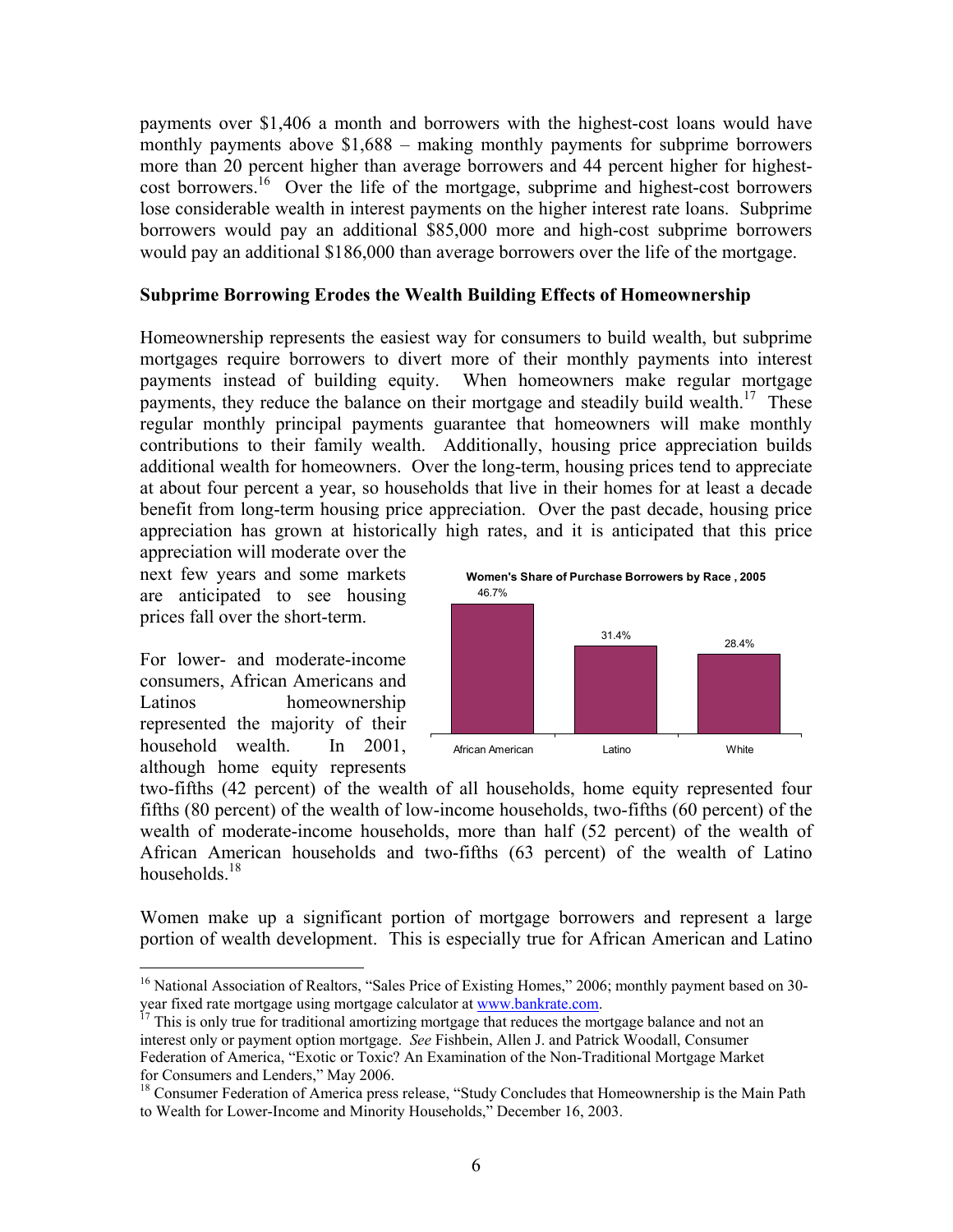payments over $1,406 a month and borrowers with the highest-cost loans would have monthly payments above $1,688 – making monthly payments for subprime borrowers more than 20 percent higher than average borrowers and 44 percent higher for highest-cost borrowers.[16] Over the life of the mortgage, subprime and highest-cost borrowers lose considerable wealth in interest payments on the higher interest rate loans. Subprime borrowers would pay an additional $85,000 more and high-cost subprime borrowers would pay an additional $186,000 than average borrowers over the life of the mortgage.

**Subprime Borrowing Erodes the Wealth Building Effects of Homeownership**

Homeownership represents the easiest way for consumers to build wealth, but subprime mortgages require borrowers to divert more of their monthly payments into interest payments instead of building equity. When homeowners make regular mortgage payments, they reduce the balance on their mortgage and steadily build wealth.[17] These regular monthly principal payments guarantee that homeowners will make monthly contributions to their family wealth. Additionally, housing price appreciation builds additional wealth for homeowners. Over the long-term, housing prices tend to appreciate at about four percent a year, so households that live in their homes for at least a decade benefit from long-term housing price appreciation. Over the past decade, housing price appreciation has grown at historically high rates, and it is anticipated that this price appreciation will moderate over the next few years and some markets are anticipated to see housing prices fall over the short-term.

**Women's Share of Purchase Borrowers by Race , 2005**

| African American | Latino | White |
|---|---|---|
| 46.7% | 31.4% | 28.4% |

For lower- and moderate-income consumers, African Americans and Latinos homeownership represented the majority of their household wealth. In 2001, although home equity represents two-fifths (42 percent) of the wealth of all households, home equity represented four fifths (80 percent) of the wealth of low-income households, two-fifths (60 percent) of the wealth of moderate-income households, more than half (52 percent) of the wealth of African American households and two-fifths (63 percent) of the wealth of Latino households.[18]

Women make up a significant portion of mortgage borrowers and represent a large portion of wealth development. This is especially true for African American and Latino

---

[16] National Association of Realtors, "Sales Price of Existing Homes," 2006; monthly payment based on 30-year fixed rate mortgage using mortgage calculator at www.bankrate.com.

[17] This is only true for traditional amortizing mortgage that reduces the mortgage balance and not an interest only or payment option mortgage. *See* Fishbein, Allen J. and Patrick Woodall, Consumer Federation of America, "Exotic or Toxic? An Examination of the Non-Traditional Mortgage Market for Consumers and Lenders," May 2006.

[18] Consumer Federation of America press release, "Study Concludes that Homeownership is the Main Path to Wealth for Lower-Income and Minority Households," December 16, 2003.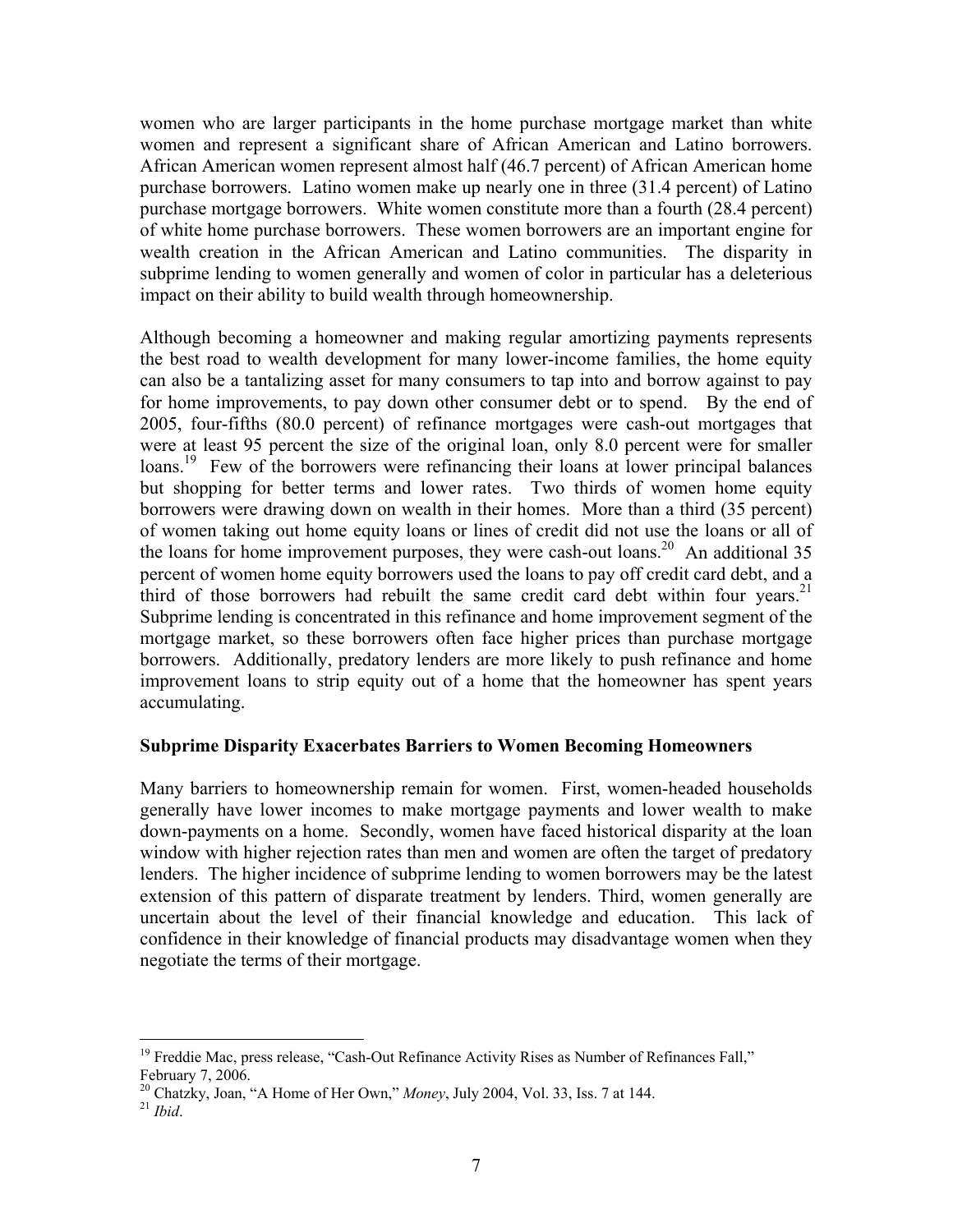women who are larger participants in the home purchase mortgage market than white women and represent a significant share of African American and Latino borrowers. African American women represent almost half (46.7 percent) of African American home purchase borrowers. Latino women make up nearly one in three (31.4 percent) of Latino purchase mortgage borrowers. White women constitute more than a fourth (28.4 percent) of white home purchase borrowers. These women borrowers are an important engine for wealth creation in the African American and Latino communities. The disparity in subprime lending to women generally and women of color in particular has a deleterious impact on their ability to build wealth through homeownership.

Although becoming a homeowner and making regular amortizing payments represents the best road to wealth development for many lower-income families, the home equity can also be a tantalizing asset for many consumers to tap into and borrow against to pay for home improvements, to pay down other consumer debt or to spend. By the end of 2005, four-fifths (80.0 percent) of refinance mortgages were cash-out mortgages that were at least 95 percent the size of the original loan, only 8.0 percent were for smaller loans.[19] Few of the borrowers were refinancing their loans at lower principal balances but shopping for better terms and lower rates. Two thirds of women home equity borrowers were drawing down on wealth in their homes. More than a third (35 percent) of women taking out home equity loans or lines of credit did not use the loans or all of the loans for home improvement purposes, they were cash-out loans.[20] An additional 35 percent of women home equity borrowers used the loans to pay off credit card debt, and a third of those borrowers had rebuilt the same credit card debt within four years.[21] Subprime lending is concentrated in this refinance and home improvement segment of the mortgage market, so these borrowers often face higher prices than purchase mortgage borrowers. Additionally, predatory lenders are more likely to push refinance and home improvement loans to strip equity out of a home that the homeowner has spent years accumulating.

**Subprime Disparity Exacerbates Barriers to Women Becoming Homeowners**

Many barriers to homeownership remain for women. First, women-headed households generally have lower incomes to make mortgage payments and lower wealth to make down-payments on a home. Secondly, women have faced historical disparity at the loan window with higher rejection rates than men and women are often the target of predatory lenders. The higher incidence of subprime lending to women borrowers may be the latest extension of this pattern of disparate treatment by lenders. Third, women generally are uncertain about the level of their financial knowledge and education. This lack of confidence in their knowledge of financial products may disadvantage women when they negotiate the terms of their mortgage.

---

[19] Freddie Mac, press release, "Cash-Out Refinance Activity Rises as Number of Refinances Fall," February 7, 2006.

[20] Chatzky, Joan, "A Home of Her Own," *Money*, July 2004, Vol. 33, Iss. 7 at 144.

[21] *Ibid*.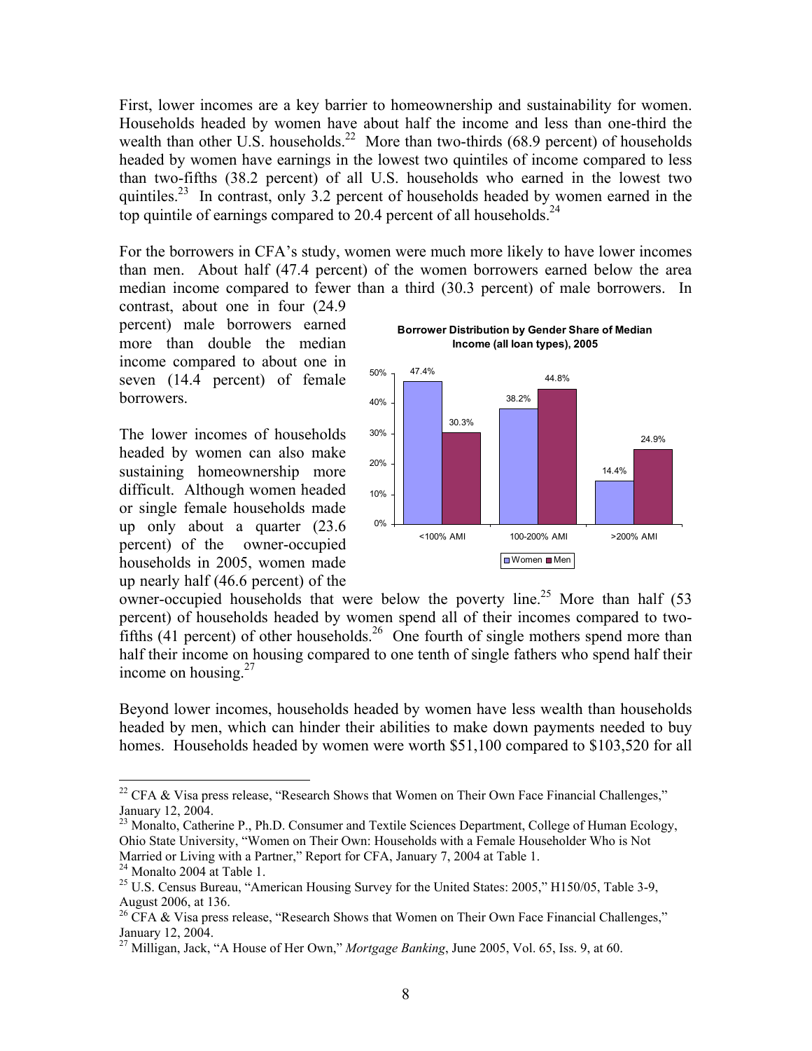First, lower incomes are a key barrier to homeownership and sustainability for women. Households headed by women have about half the income and less than one-third the wealth than other U.S. households.[22] More than two-thirds (68.9 percent) of households headed by women have earnings in the lowest two quintiles of income compared to less than two-fifths (38.2 percent) of all U.S. households who earned in the lowest two quintiles.[23] In contrast, only 3.2 percent of households headed by women earned in the top quintile of earnings compared to 20.4 percent of all households.[24]

For the borrowers in CFA's study, women were much more likely to have lower incomes than men. About half (47.4 percent) of the women borrowers earned below the area median income compared to fewer than a third (30.3 percent) of male borrowers. In contrast, about one in four (24.9 percent) male borrowers earned more than double the median income compared to about one in seven (14.4 percent) of female borrowers.

**Borrower Distribution by Gender Share of Median Income (all loan types), 2005**

| | <100% AMI | 100-200% AMI | >200% AMI |
|---|---|---|---|
| Women | 47.4% | 38.2% | 14.4% |
| Men | 30.3% | 44.8% | 24.9% |

The lower incomes of households headed by women can also make sustaining homeownership more difficult. Although women headed or single female households made up only about a quarter (23.6 percent) of the owner-occupied households in 2005, women made up nearly half (46.6 percent) of the owner-occupied households that were below the poverty line.[25] More than half (53 percent) of households headed by women spend all of their incomes compared to two-fifths (41 percent) of other households.[26] One fourth of single mothers spend more than half their income on housing compared to one tenth of single fathers who spend half their income on housing.[27]

Beyond lower incomes, households headed by women have less wealth than households headed by men, which can hinder their abilities to make down payments needed to buy homes. Households headed by women were worth $51,100 compared to $103,520 for all

---

[22] CFA & Visa press release, "Research Shows that Women on Their Own Face Financial Challenges," January 12, 2004.

[23] Monalto, Catherine P., Ph.D. Consumer and Textile Sciences Department, College of Human Ecology, Ohio State University, "Women on Their Own: Households with a Female Householder Who is Not Married or Living with a Partner," Report for CFA, January 7, 2004 at Table 1.

[24] Monalto 2004 at Table 1.

[25] U.S. Census Bureau, "American Housing Survey for the United States: 2005," H150/05, Table 3-9, August 2006, at 136.

[26] CFA & Visa press release, "Research Shows that Women on Their Own Face Financial Challenges," January 12, 2004.

[27] Milligan, Jack, "A House of Her Own," *Mortgage Banking*, June 2005, Vol. 65, Iss. 9, at 60.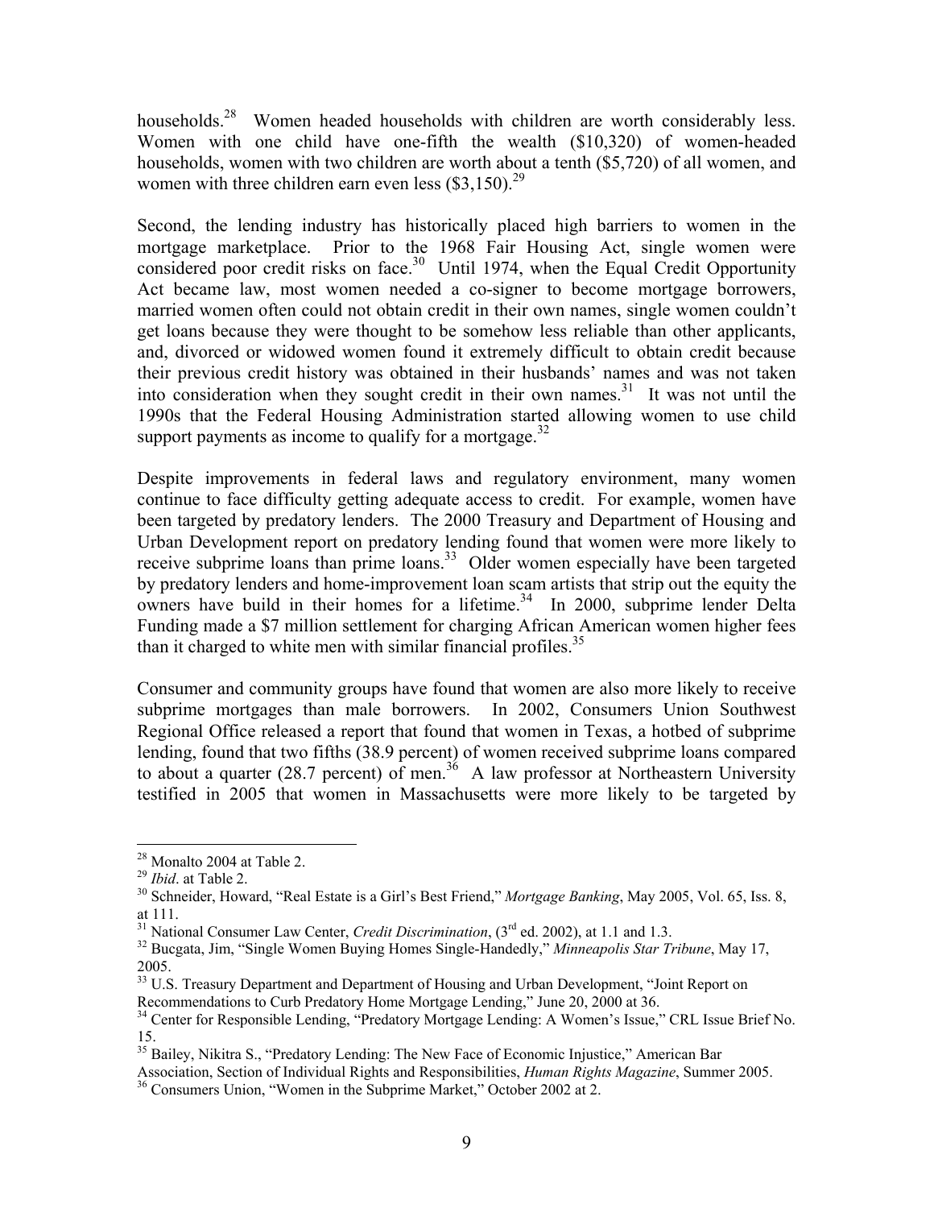households.[28] Women headed households with children are worth considerably less. Women with one child have one-fifth the wealth ($10,320) of women-headed households, women with two children are worth about a tenth ($5,720) of all women, and women with three children earn even less ($3,150).[29]

Second, the lending industry has historically placed high barriers to women in the mortgage marketplace. Prior to the 1968 Fair Housing Act, single women were considered poor credit risks on face.[30] Until 1974, when the Equal Credit Opportunity Act became law, most women needed a co-signer to become mortgage borrowers, married women often could not obtain credit in their own names, single women couldn't get loans because they were thought to be somehow less reliable than other applicants, and, divorced or widowed women found it extremely difficult to obtain credit because their previous credit history was obtained in their husbands' names and was not taken into consideration when they sought credit in their own names.[31] It was not until the 1990s that the Federal Housing Administration started allowing women to use child support payments as income to qualify for a mortgage.[32]

Despite improvements in federal laws and regulatory environment, many women continue to face difficulty getting adequate access to credit. For example, women have been targeted by predatory lenders. The 2000 Treasury and Department of Housing and Urban Development report on predatory lending found that women were more likely to receive subprime loans than prime loans.[33] Older women especially have been targeted by predatory lenders and home-improvement loan scam artists that strip out the equity the owners have build in their homes for a lifetime.[34] In 2000, subprime lender Delta Funding made a $7 million settlement for charging African American women higher fees than it charged to white men with similar financial profiles.[35]

Consumer and community groups have found that women are also more likely to receive subprime mortgages than male borrowers. In 2002, Consumers Union Southwest Regional Office released a report that found that women in Texas, a hotbed of subprime lending, found that two fifths (38.9 percent) of women received subprime loans compared to about a quarter (28.7 percent) of men.[36] A law professor at Northeastern University testified in 2005 that women in Massachusetts were more likely to be targeted by

---

[28] Monalto 2004 at Table 2.

[29] *Ibid*. at Table 2.

[30] Schneider, Howard, "Real Estate is a Girl's Best Friend," *Mortgage Banking*, May 2005, Vol. 65, Iss. 8, at 111.

[31] National Consumer Law Center, *Credit Discrimination*, (3rd ed. 2002), at 1.1 and 1.3.

[32] Bucgata, Jim, "Single Women Buying Homes Single-Handedly," *Minneapolis Star Tribune*, May 17, 2005.

[33] U.S. Treasury Department and Department of Housing and Urban Development, "Joint Report on Recommendations to Curb Predatory Home Mortgage Lending," June 20, 2000 at 36.

[34] Center for Responsible Lending, "Predatory Mortgage Lending: A Women's Issue," CRL Issue Brief No. 15.

[35] Bailey, Nikitra S., "Predatory Lending: The New Face of Economic Injustice," American Bar Association, Section of Individual Rights and Responsibilities, *Human Rights Magazine*, Summer 2005.

[36] Consumers Union, "Women in the Subprime Market," October 2002 at 2.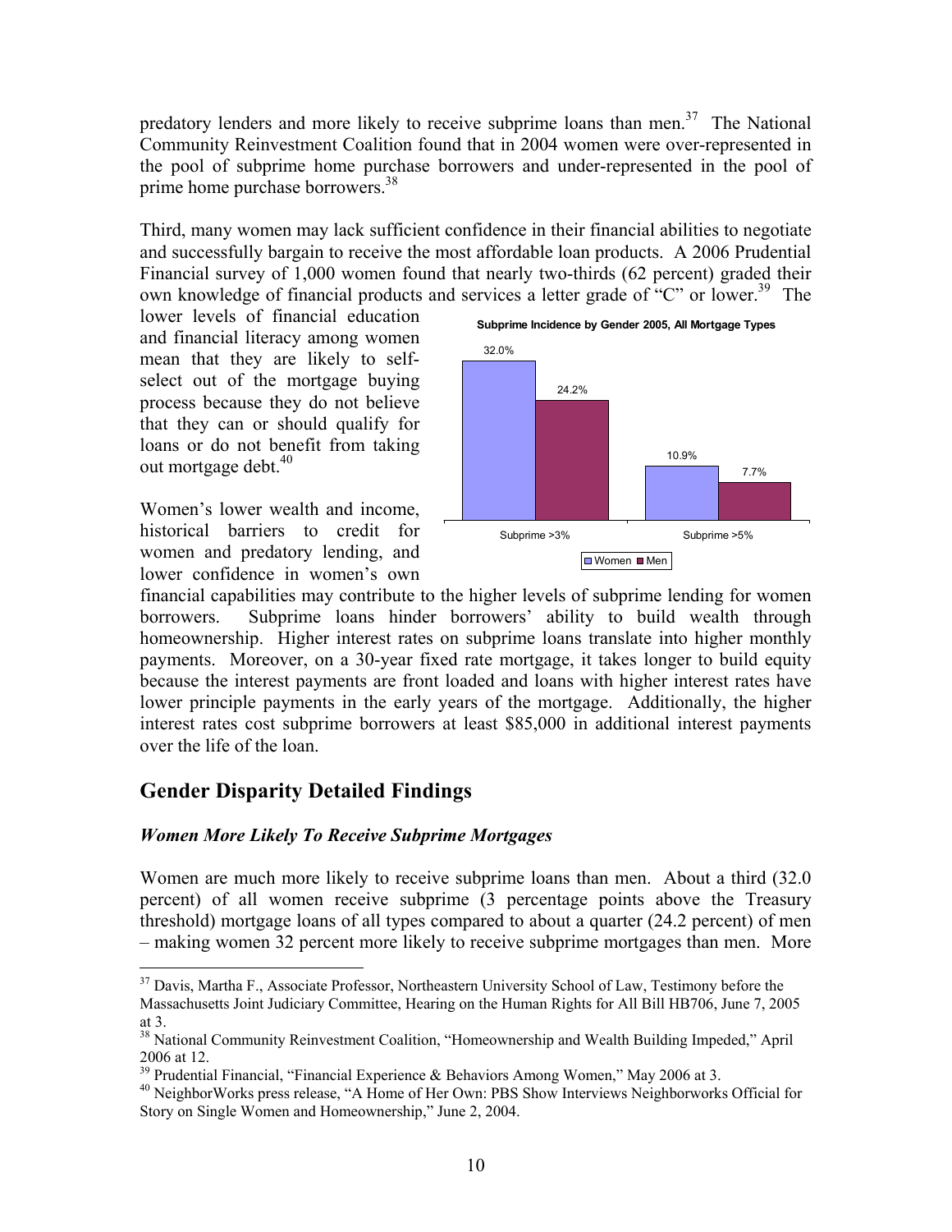predatory lenders and more likely to receive subprime loans than men.[37] The National Community Reinvestment Coalition found that in 2004 women were over-represented in the pool of subprime home purchase borrowers and under-represented in the pool of prime home purchase borrowers.[38]

Third, many women may lack sufficient confidence in their financial abilities to negotiate and successfully bargain to receive the most affordable loan products. A 2006 Prudential Financial survey of 1,000 women found that nearly two-thirds (62 percent) graded their own knowledge of financial products and services a letter grade of "C" or lower.[39] The lower levels of financial education and financial literacy among women mean that they are likely to self-select out of the mortgage buying process because they do not believe that they can or should qualify for loans or do not benefit from taking out mortgage debt.[40]

**Subprime Incidence by Gender 2005, All Mortgage Types**

| | Women | Men |
|---|---|---|
| Subprime >3% | 32.0% | 24.2% |
| Subprime >5% | 10.9% | 7.7% |

Women's lower wealth and income, historical barriers to credit for women and predatory lending, and lower confidence in women's own financial capabilities may contribute to the higher levels of subprime lending for women borrowers. Subprime loans hinder borrowers' ability to build wealth through homeownership. Higher interest rates on subprime loans translate into higher monthly payments. Moreover, on a 30-year fixed rate mortgage, it takes longer to build equity because the interest payments are front loaded and loans with higher interest rates have lower principle payments in the early years of the mortgage. Additionally, the higher interest rates cost subprime borrowers at least $85,000 in additional interest payments over the life of the loan.

## Gender Disparity Detailed Findings

### *Women More Likely To Receive Subprime Mortgages*

Women are much more likely to receive subprime loans than men. About a third (32.0 percent) of all women receive subprime (3 percentage points above the Treasury threshold) mortgage loans of all types compared to about a quarter (24.2 percent) of men – making women 32 percent more likely to receive subprime mortgages than men. More

---

[37] Davis, Martha F., Associate Professor, Northeastern University School of Law, Testimony before the Massachusetts Joint Judiciary Committee, Hearing on the Human Rights for All Bill HB706, June 7, 2005 at 3.

[38] National Community Reinvestment Coalition, "Homeownership and Wealth Building Impeded," April 2006 at 12.

[39] Prudential Financial, "Financial Experience & Behaviors Among Women," May 2006 at 3.

[40] NeighborWorks press release, "A Home of Her Own: PBS Show Interviews Neighborworks Official for Story on Single Women and Homeownership," June 2, 2004.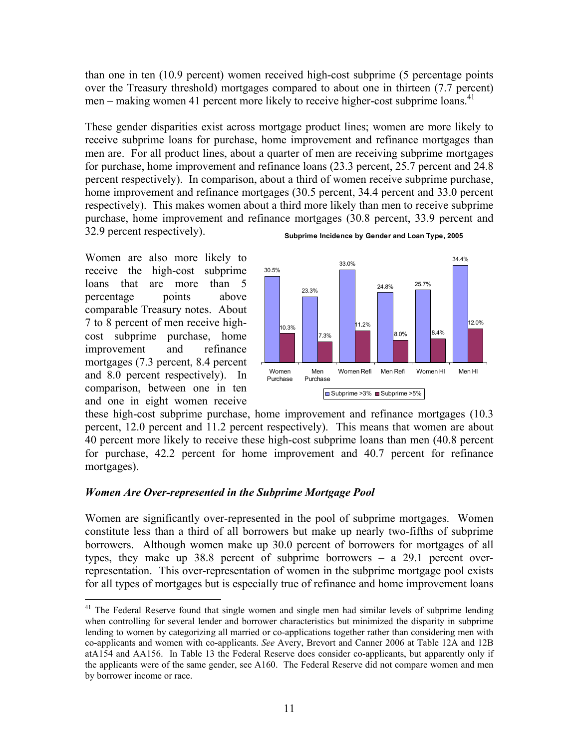than one in ten (10.9 percent) women received high-cost subprime (5 percentage points over the Treasury threshold) mortgages compared to about one in thirteen (7.7 percent) men – making women 41 percent more likely to receive higher-cost subprime loans.[41]

These gender disparities exist across mortgage product lines; women are more likely to receive subprime loans for purchase, home improvement and refinance mortgages than men are. For all product lines, about a quarter of men are receiving subprime mortgages for purchase, home improvement and refinance loans (23.3 percent, 25.7 percent and 24.8 percent respectively). In comparison, about a third of women receive subprime purchase, home improvement and refinance mortgages (30.5 percent, 34.4 percent and 33.0 percent respectively). This makes women about a third more likely than men to receive subprime purchase, home improvement and refinance mortgages (30.8 percent, 33.9 percent and 32.9 percent respectively).

**Subprime Incidence by Gender and Loan Type, 2005**

| | Women Purchase | Men Purchase | Women Refi | Men Refi | Women HI | Men HI |
|---|---|---|---|---|---|---|
| Subprime >3% | 30.5% | 23.3% | 33.0% | 24.8% | 25.7% | 34.4% |
| Subprime >5% | 10.3% | 7.3% | 11.2% | 8.0% | 8.4% | 12.0% |

Women are also more likely to receive the high-cost subprime loans that are more than 5 percentage points above comparable Treasury notes. About 7 to 8 percent of men receive high-cost subprime purchase, home improvement and refinance mortgages (7.3 percent, 8.4 percent and 8.0 percent respectively). In comparison, between one in ten and one in eight women receive these high-cost subprime purchase, home improvement and refinance mortgages (10.3 percent, 12.0 percent and 11.2 percent respectively). This means that women are about 40 percent more likely to receive these high-cost subprime loans than men (40.8 percent for purchase, 42.2 percent for home improvement and 40.7 percent for refinance mortgages).

### *Women Are Over-represented in the Subprime Mortgage Pool*

Women are significantly over-represented in the pool of subprime mortgages. Women constitute less than a third of all borrowers but make up nearly two-fifths of subprime borrowers. Although women make up 30.0 percent of borrowers for mortgages of all types, they make up 38.8 percent of subprime borrowers – a 29.1 percent over-representation. This over-representation of women in the subprime mortgage pool exists for all types of mortgages but is especially true of refinance and home improvement loans

---

[41] The Federal Reserve found that single women and single men had similar levels of subprime lending when controlling for several lender and borrower characteristics but minimized the disparity in subprime lending to women by categorizing all married or co-applications together rather than considering men with co-applicants and women with co-applicants. *See* Avery, Brevort and Canner 2006 at Table 12A and 12B atA154 and AA156. In Table 13 the Federal Reserve does consider co-applicants, but apparently only if the applicants were of the same gender, see A160. The Federal Reserve did not compare women and men by borrower income or race.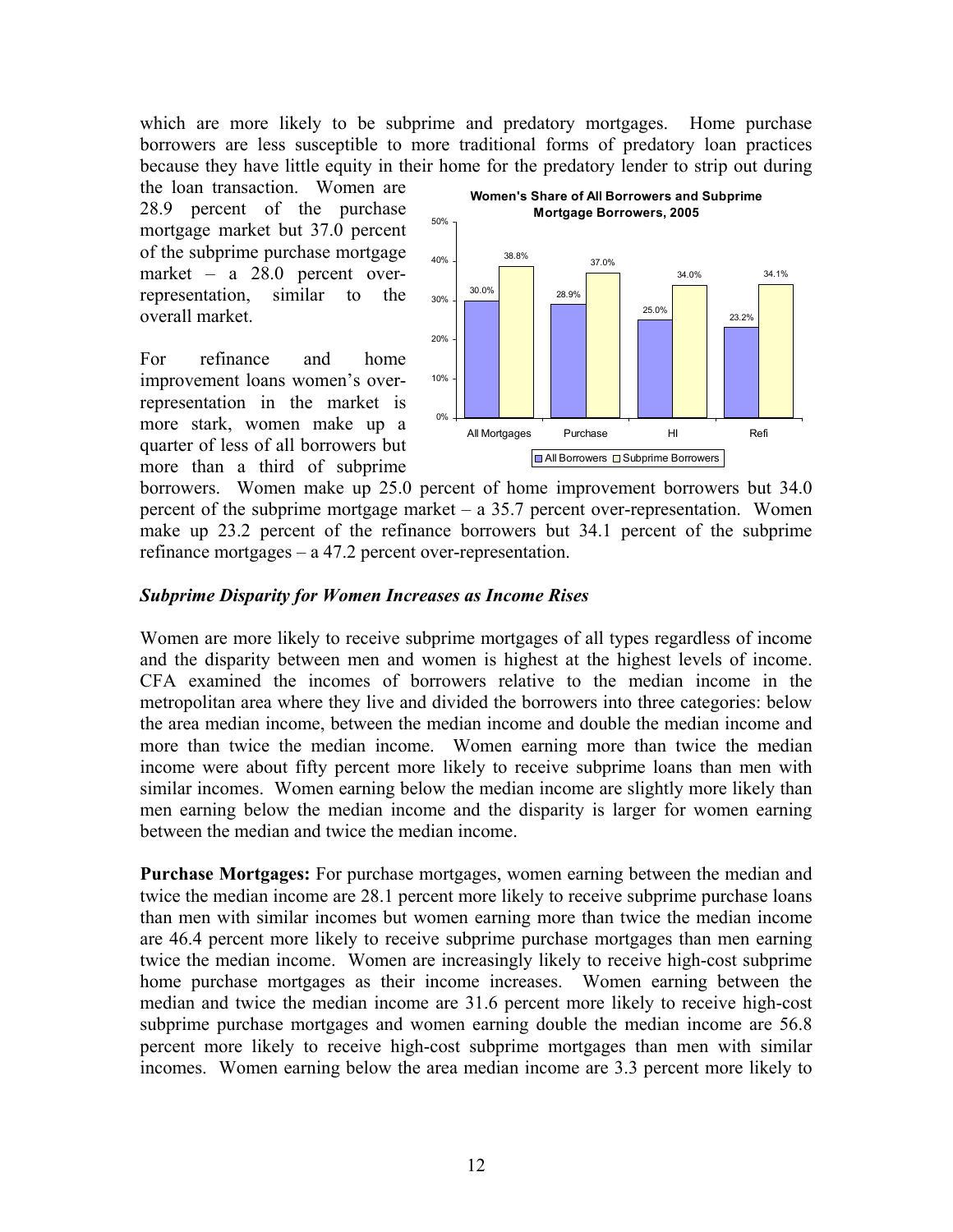which are more likely to be subprime and predatory mortgages. Home purchase borrowers are less susceptible to more traditional forms of predatory loan practices because they have little equity in their home for the predatory lender to strip out during the loan transaction. Women are 28.9 percent of the purchase mortgage market but 37.0 percent of the subprime purchase mortgage market – a 28.0 percent over-representation, similar to the overall market.

**Women's Share of All Borrowers and Subprime Mortgage Borrowers, 2005**

| | All Mortgages | Purchase | HI | Refi |
|---|---|---|---|---|
| All Borrowers | 30.0% | 28.9% | 25.0% | 23.2% |
| Subprime Borrowers | 38.8% | 37.0% | 34.0% | 34.1% |

For refinance and home improvement loans women's over-representation in the market is more stark, women make up a quarter of less of all borrowers but more than a third of subprime borrowers. Women make up 25.0 percent of home improvement borrowers but 34.0 percent of the subprime mortgage market – a 35.7 percent over-representation. Women make up 23.2 percent of the refinance borrowers but 34.1 percent of the subprime refinance mortgages – a 47.2 percent over-representation.

### *Subprime Disparity for Women Increases as Income Rises*

Women are more likely to receive subprime mortgages of all types regardless of income and the disparity between men and women is highest at the highest levels of income. CFA examined the incomes of borrowers relative to the median income in the metropolitan area where they live and divided the borrowers into three categories: below the area median income, between the median income and double the median income and more than twice the median income. Women earning more than twice the median income were about fifty percent more likely to receive subprime loans than men with similar incomes. Women earning below the median income are slightly more likely than men earning below the median income and the disparity is larger for women earning between the median and twice the median income.

**Purchase Mortgages:** For purchase mortgages, women earning between the median and twice the median income are 28.1 percent more likely to receive subprime purchase loans than men with similar incomes but women earning more than twice the median income are 46.4 percent more likely to receive subprime purchase mortgages than men earning twice the median income. Women are increasingly likely to receive high-cost subprime home purchase mortgages as their income increases. Women earning between the median and twice the median income are 31.6 percent more likely to receive high-cost subprime purchase mortgages and women earning double the median income are 56.8 percent more likely to receive high-cost subprime mortgages than men with similar incomes. Women earning below the area median income are 3.3 percent more likely to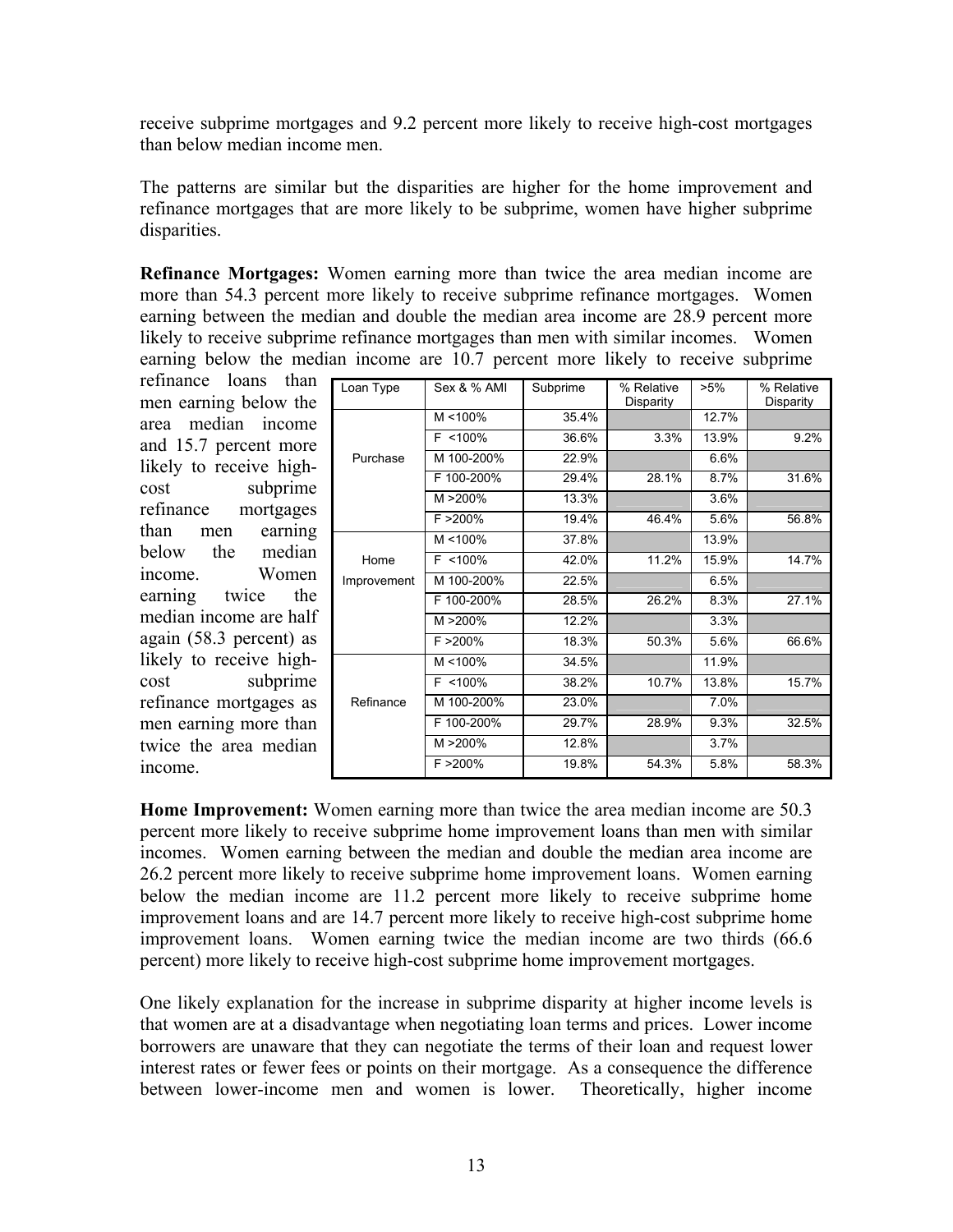receive subprime mortgages and 9.2 percent more likely to receive high-cost mortgages than below median income men.

The patterns are similar but the disparities are higher for the home improvement and refinance mortgages that are more likely to be subprime, women have higher subprime disparities.

**Refinance Mortgages:** Women earning more than twice the area median income are more than 54.3 percent more likely to receive subprime refinance mortgages. Women earning between the median and double the median area income are 28.9 percent more likely to receive subprime refinance mortgages than men with similar incomes. Women earning below the median income are 10.7 percent more likely to receive subprime refinance loans than men earning below the area median income and 15.7 percent more likely to receive high-cost subprime refinance mortgages than men earning below the median income. Women earning twice the median income are half again (58.3 percent) as likely to receive high-cost subprime refinance mortgages as men earning more than twice the area median income.

| Loan Type | Sex & % AMI | Subprime | % Relative Disparity | >5% | % Relative Disparity |
|---|---|---|---|---|---|
| Purchase | M <100% | 35.4% | | 12.7% | |
| | F <100% | 36.6% | 3.3% | 13.9% | 9.2% |
| | M 100-200% | 22.9% | | 6.6% | |
| | F 100-200% | 29.4% | 28.1% | 8.7% | 31.6% |
| | M >200% | 13.3% | | 3.6% | |
| | F >200% | 19.4% | 46.4% | 5.6% | 56.8% |
| Home Improvement | M <100% | 37.8% | | 13.9% | |
| | F <100% | 42.0% | 11.2% | 15.9% | 14.7% |
| | M 100-200% | 22.5% | | 6.5% | |
| | F 100-200% | 28.5% | 26.2% | 8.3% | 27.1% |
| | M >200% | 12.2% | | 3.3% | |
| | F >200% | 18.3% | 50.3% | 5.6% | 66.6% |
| Refinance | M <100% | 34.5% | | 11.9% | |
| | F <100% | 38.2% | 10.7% | 13.8% | 15.7% |
| | M 100-200% | 23.0% | | 7.0% | |
| | F 100-200% | 29.7% | 28.9% | 9.3% | 32.5% |
| | M >200% | 12.8% | | 3.7% | |
| | F >200% | 19.8% | 54.3% | 5.8% | 58.3% |

**Home Improvement:** Women earning more than twice the area median income are 50.3 percent more likely to receive subprime home improvement loans than men with similar incomes. Women earning between the median and double the median area income are 26.2 percent more likely to receive subprime home improvement loans. Women earning below the median income are 11.2 percent more likely to receive subprime home improvement loans and are 14.7 percent more likely to receive high-cost subprime home improvement loans. Women earning twice the median income are two thirds (66.6 percent) more likely to receive high-cost subprime home improvement mortgages.

One likely explanation for the increase in subprime disparity at higher income levels is that women are at a disadvantage when negotiating loan terms and prices. Lower income borrowers are unaware that they can negotiate the terms of their loan and request lower interest rates or fewer fees or points on their mortgage. As a consequence the difference between lower-income men and women is lower. Theoretically, higher income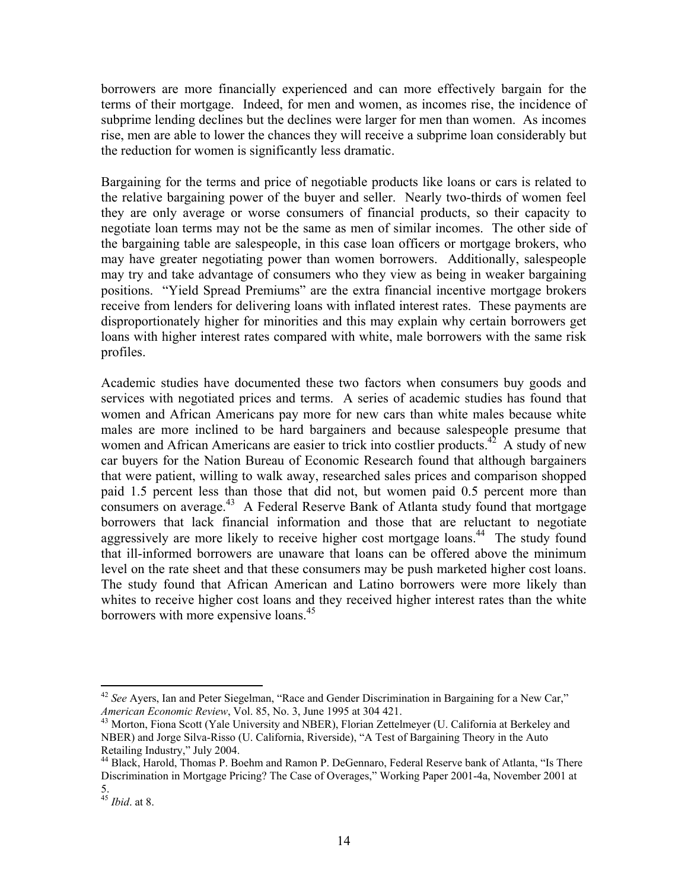borrowers are more financially experienced and can more effectively bargain for the terms of their mortgage. Indeed, for men and women, as incomes rise, the incidence of subprime lending declines but the declines were larger for men than women. As incomes rise, men are able to lower the chances they will receive a subprime loan considerably but the reduction for women is significantly less dramatic.

Bargaining for the terms and price of negotiable products like loans or cars is related to the relative bargaining power of the buyer and seller. Nearly two-thirds of women feel they are only average or worse consumers of financial products, so their capacity to negotiate loan terms may not be the same as men of similar incomes. The other side of the bargaining table are salespeople, in this case loan officers or mortgage brokers, who may have greater negotiating power than women borrowers. Additionally, salespeople may try and take advantage of consumers who they view as being in weaker bargaining positions. "Yield Spread Premiums" are the extra financial incentive mortgage brokers receive from lenders for delivering loans with inflated interest rates. These payments are disproportionately higher for minorities and this may explain why certain borrowers get loans with higher interest rates compared with white, male borrowers with the same risk profiles.

Academic studies have documented these two factors when consumers buy goods and services with negotiated prices and terms. A series of academic studies has found that women and African Americans pay more for new cars than white males because white males are more inclined to be hard bargainers and because salespeople presume that women and African Americans are easier to trick into costlier products.[42] A study of new car buyers for the Nation Bureau of Economic Research found that although bargainers that were patient, willing to walk away, researched sales prices and comparison shopped paid 1.5 percent less than those that did not, but women paid 0.5 percent more than consumers on average.[43] A Federal Reserve Bank of Atlanta study found that mortgage borrowers that lack financial information and those that are reluctant to negotiate aggressively are more likely to receive higher cost mortgage loans.[44] The study found that ill-informed borrowers are unaware that loans can be offered above the minimum level on the rate sheet and that these consumers may be push marketed higher cost loans. The study found that African American and Latino borrowers were more likely than whites to receive higher cost loans and they received higher interest rates than the white borrowers with more expensive loans.[45]

---

[42] *See* Ayers, Ian and Peter Siegelman, "Race and Gender Discrimination in Bargaining for a New Car," *American Economic Review*, Vol. 85, No. 3, June 1995 at 304 421.

[43] Morton, Fiona Scott (Yale University and NBER), Florian Zettelmeyer (U. California at Berkeley and NBER) and Jorge Silva-Risso (U. California, Riverside), "A Test of Bargaining Theory in the Auto Retailing Industry," July 2004.

[44] Black, Harold, Thomas P. Boehm and Ramon P. DeGennaro, Federal Reserve bank of Atlanta, "Is There Discrimination in Mortgage Pricing? The Case of Overages," Working Paper 2001-4a, November 2001 at 5.

[45] *Ibid*. at 8.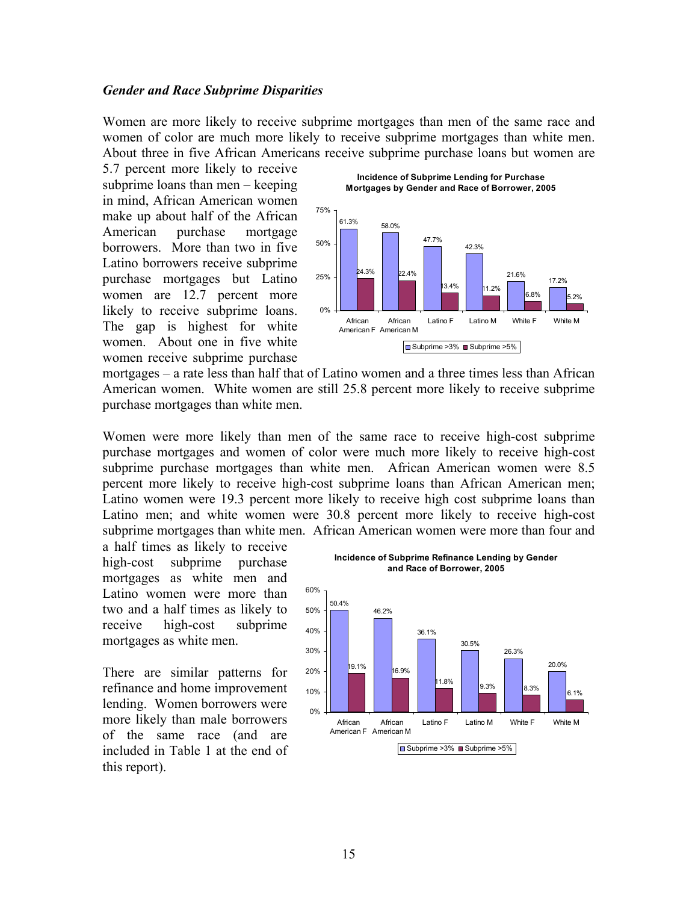*Gender and Race Subprime Disparities*

Women are more likely to receive subprime mortgages than men of the same race and women of color are much more likely to receive subprime mortgages than white men. About three in five African Americans receive subprime purchase loans but women are 5.7 percent more likely to receive subprime loans than men – keeping in mind, African American women make up about half of the African American purchase mortgage borrowers. More than two in five Latino borrowers receive subprime purchase mortgages but Latino women are 12.7 percent more likely to receive subprime loans. The gap is highest for white women. About one in five white women receive subprime purchase mortgages – a rate less than half that of Latino women and a three times less than African American women. White women are still 25.8 percent more likely to receive subprime purchase mortgages than white men.

**Incidence of Subprime Lending for Purchase Mortgages by Gender and Race of Borrower, 2005**

| | African American F | African American M | Latino F | Latino M | White F | White M |
|---|---|---|---|---|---|---|
| Subprime >3% | 61.3% | 58.0% | 47.7% | 42.3% | 21.6% | 17.2% |
| Subprime >5% | 24.3% | 22.4% | 13.4% | 11.2% | 6.8% | 5.2% |

Women were more likely than men of the same race to receive high-cost subprime purchase mortgages and women of color were much more likely to receive high-cost subprime purchase mortgages than white men. African American women were 8.5 percent more likely to receive high-cost subprime loans than African American men; Latino women were 19.3 percent more likely to receive high cost subprime loans than Latino men; and white women were 30.8 percent more likely to receive high-cost subprime mortgages than white men. African American women were more than four and a half times as likely to receive high-cost subprime purchase mortgages as white men and Latino women were more than two and a half times as likely to receive high-cost subprime mortgages as white men.

There are similar patterns for refinance and home improvement lending. Women borrowers were more likely than male borrowers of the same race (and are included in Table 1 at the end of this report).

**Incidence of Subprime Refinance Lending by Gender and Race of Borrower, 2005**

| | African American F | African American M | Latino F | Latino M | White F | White M |
|---|---|---|---|---|---|---|
| Subprime >3% | 50.4% | 46.2% | 36.1% | 30.5% | 26.3% | 20.0% |
| Subprime >5% | 19.1% | 16.9% | 11.8% | 9.3% | 8.3% | 6.1% |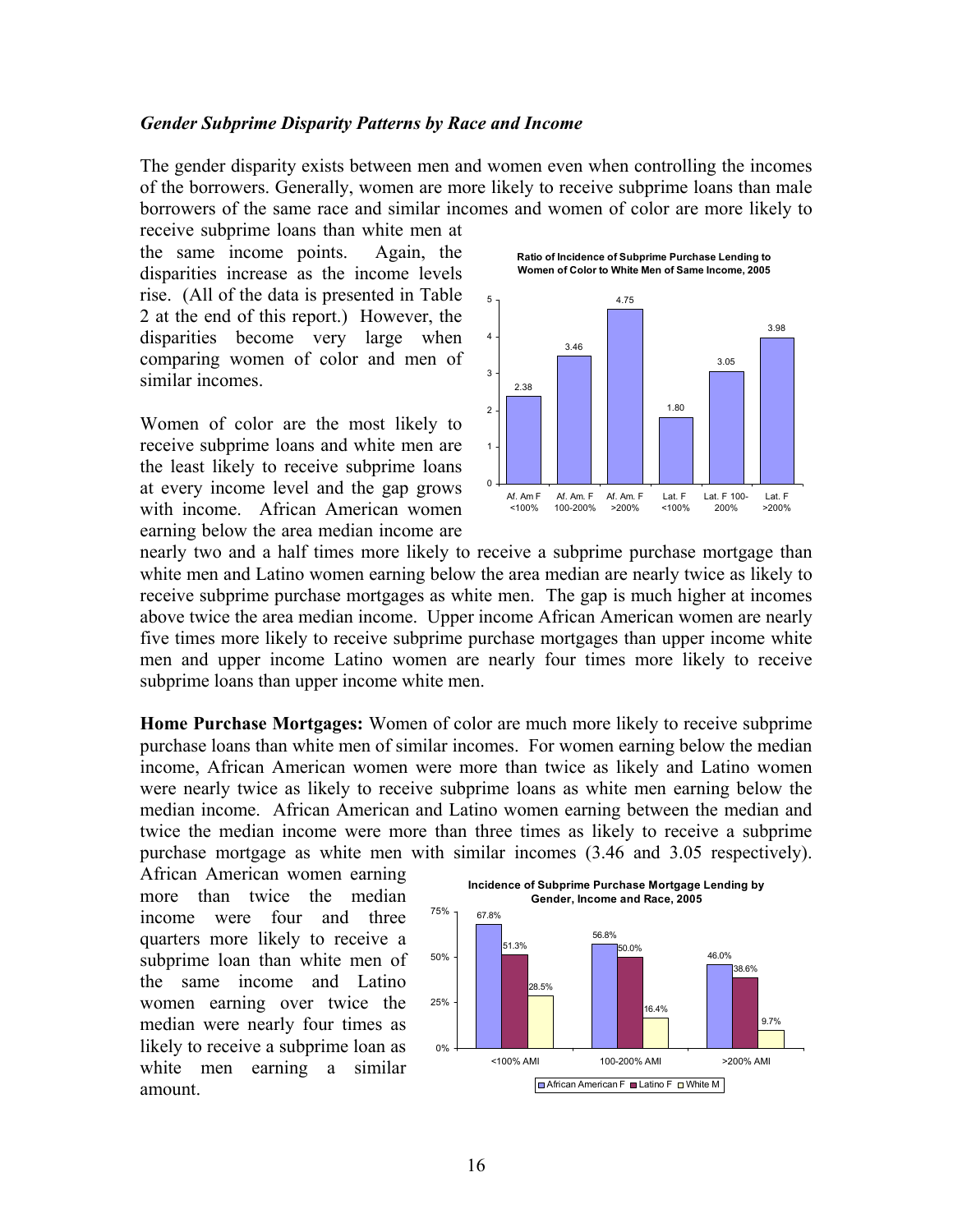*Gender Subprime Disparity Patterns by Race and Income*

The gender disparity exists between men and women even when controlling the incomes of the borrowers. Generally, women are more likely to receive subprime loans than male borrowers of the same race and similar incomes and women of color are more likely to receive subprime loans than white men at the same income points. Again, the disparities increase as the income levels rise. (All of the data is presented in Table 2 at the end of this report.) However, the disparities become very large when comparing women of color and men of similar incomes.

Women of color are the most likely to receive subprime loans and white men are the least likely to receive subprime loans at every income level and the gap grows with income. African American women earning below the area median income are nearly two and a half times more likely to receive a subprime purchase mortgage than white men and Latino women earning below the area median are nearly twice as likely to receive subprime purchase mortgages as white men. The gap is much higher at incomes above twice the area median income. Upper income African American women are nearly five times more likely to receive subprime purchase mortgages than upper income white men and upper income Latino women are nearly four times more likely to receive subprime loans than upper income white men.

**Ratio of Incidence of Subprime Purchase Lending to Women of Color to White Men of Same Income, 2005**

| | Af. Am F <100% | Af. Am. F 100-200% | Af. Am. F >200% | Lat. F <100% | Lat. F 100-200% | Lat. F >200% |
|---|---|---|---|---|---|---|
| Ratio | 2.38 | 3.46 | 4.75 | 1.80 | 3.05 | 3.98 |

**Home Purchase Mortgages:** Women of color are much more likely to receive subprime purchase loans than white men of similar incomes. For women earning below the median income, African American women were more than twice as likely and Latino women were nearly twice as likely to receive subprime loans as white men earning below the median income. African American and Latino women earning between the median and twice the median income were more than three times as likely to receive a subprime purchase mortgage as white men with similar incomes (3.46 and 3.05 respectively). African American women earning more than twice the median income were four and three quarters more likely to receive a subprime loan than white men of the same income and Latino women earning over twice the median were nearly four times as likely to receive a subprime loan as white men earning a similar amount.

**Incidence of Subprime Purchase Mortgage Lending by Gender, Income and Race, 2005**

| | African American F | Latino F | White M |
|---|---|---|---|
| <100% AMI | 67.8% | 51.3% | 28.5% |
| 100-200% AMI | 56.8% | 50.0% | 16.4% |
| >200% AMI | 46.0% | 38.6% | 9.7% |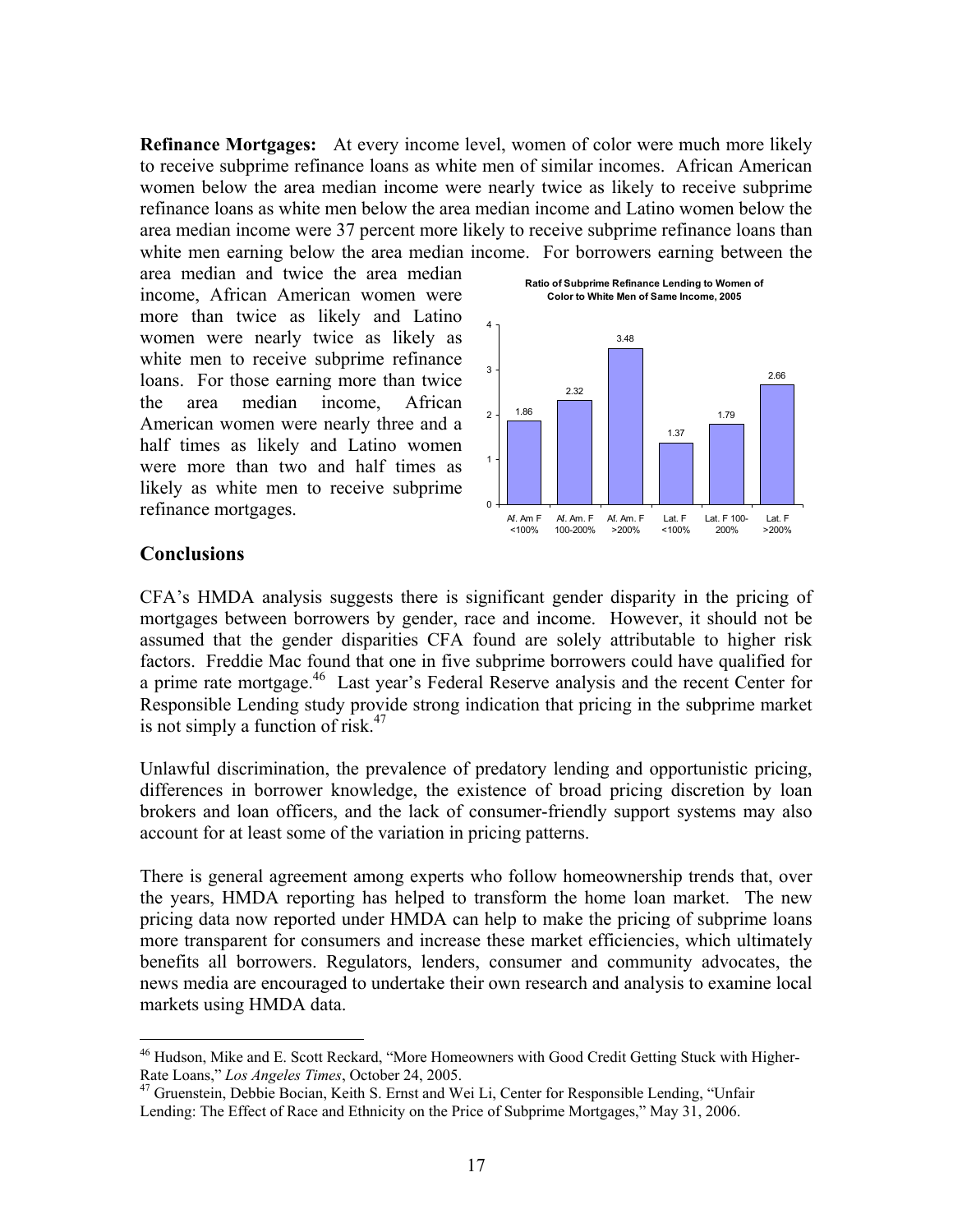**Refinance Mortgages:** At every income level, women of color were much more likely to receive subprime refinance loans as white men of similar incomes. African American women below the area median income were nearly twice as likely to receive subprime refinance loans as white men below the area median income and Latino women below the area median income were 37 percent more likely to receive subprime refinance loans than white men earning below the area median income. For borrowers earning between the area median and twice the area median income, African American women were more than twice as likely and Latino women were nearly twice as likely as white men to receive subprime refinance loans. For those earning more than twice the area median income, African American women were nearly three and a half times as likely and Latino women were more than two and half times as likely as white men to receive subprime refinance mortgages.

**Ratio of Subprime Refinance Lending to Women of Color to White Men of Same Income, 2005**

| Group | Ratio |
|---|---|
| Af. Am F <100% | 1.86 |
| Af. Am. F 100-200% | 2.32 |
| Af. Am. F >200% | 3.48 |
| Lat. F <100% | 1.37 |
| Lat. F 100-200% | 1.79 |
| Lat. F >200% | 2.66 |

## Conclusions

CFA's HMDA analysis suggests there is significant gender disparity in the pricing of mortgages between borrowers by gender, race and income. However, it should not be assumed that the gender disparities CFA found are solely attributable to higher risk factors. Freddie Mac found that one in five subprime borrowers could have qualified for a prime rate mortgage.[46] Last year's Federal Reserve analysis and the recent Center for Responsible Lending study provide strong indication that pricing in the subprime market is not simply a function of risk.[47]

Unlawful discrimination, the prevalence of predatory lending and opportunistic pricing, differences in borrower knowledge, the existence of broad pricing discretion by loan brokers and loan officers, and the lack of consumer-friendly support systems may also account for at least some of the variation in pricing patterns.

There is general agreement among experts who follow homeownership trends that, over the years, HMDA reporting has helped to transform the home loan market. The new pricing data now reported under HMDA can help to make the pricing of subprime loans more transparent for consumers and increase these market efficiencies, which ultimately benefits all borrowers. Regulators, lenders, consumer and community advocates, the news media are encouraged to undertake their own research and analysis to examine local markets using HMDA data.

---

[46] Hudson, Mike and E. Scott Reckard, "More Homeowners with Good Credit Getting Stuck with Higher-Rate Loans," *Los Angeles Times*, October 24, 2005.

[47] Gruenstein, Debbie Bocian, Keith S. Ernst and Wei Li, Center for Responsible Lending, "Unfair Lending: The Effect of Race and Ethnicity on the Price of Subprime Mortgages," May 31, 2006.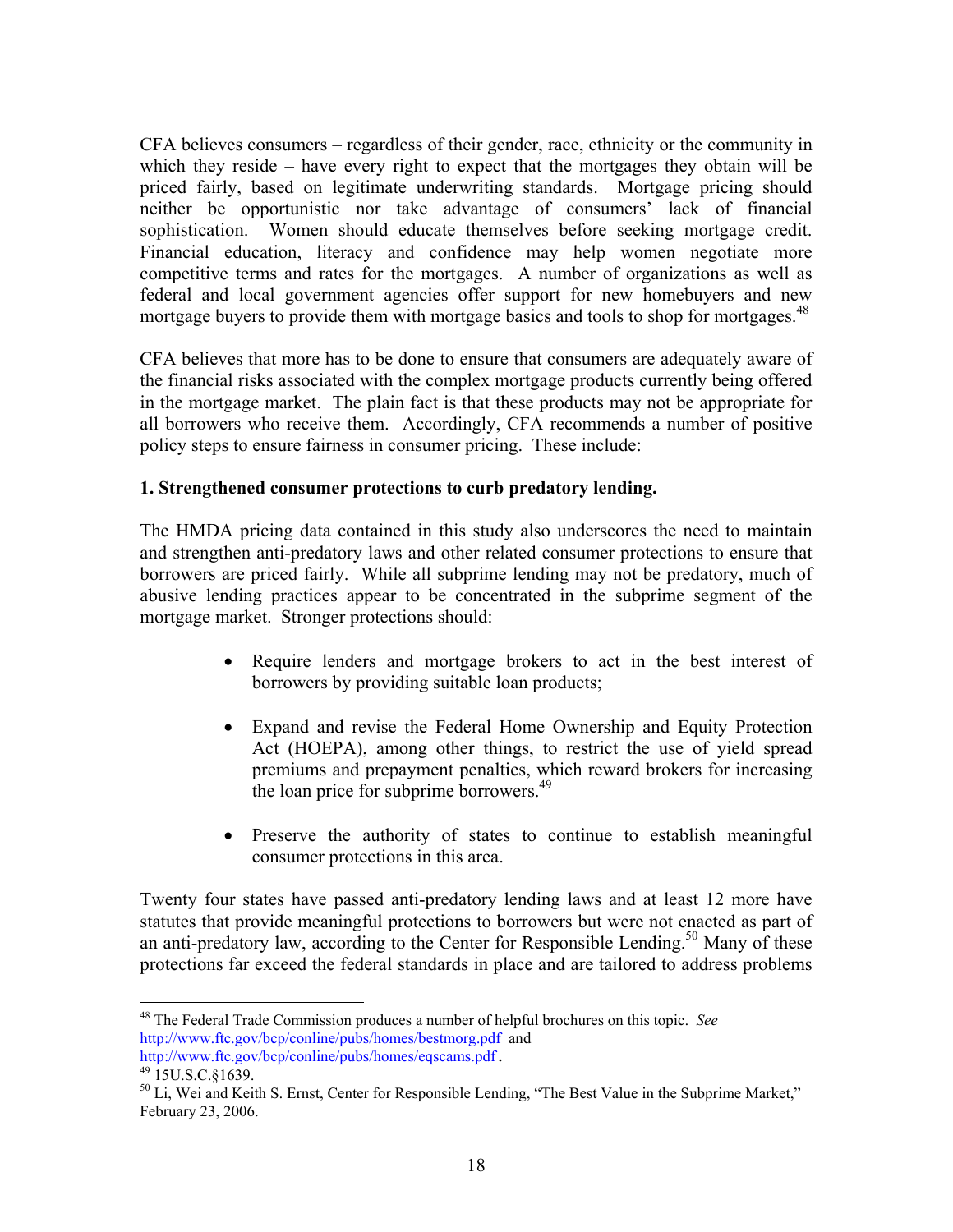CFA believes consumers – regardless of their gender, race, ethnicity or the community in which they reside – have every right to expect that the mortgages they obtain will be priced fairly, based on legitimate underwriting standards. Mortgage pricing should neither be opportunistic nor take advantage of consumers' lack of financial sophistication. Women should educate themselves before seeking mortgage credit. Financial education, literacy and confidence may help women negotiate more competitive terms and rates for the mortgages. A number of organizations as well as federal and local government agencies offer support for new homebuyers and new mortgage buyers to provide them with mortgage basics and tools to shop for mortgages.[48]

CFA believes that more has to be done to ensure that consumers are adequately aware of the financial risks associated with the complex mortgage products currently being offered in the mortgage market. The plain fact is that these products may not be appropriate for all borrowers who receive them. Accordingly, CFA recommends a number of positive policy steps to ensure fairness in consumer pricing. These include:

**1. Strengthened consumer protections to curb predatory lending.**

The HMDA pricing data contained in this study also underscores the need to maintain and strengthen anti-predatory laws and other related consumer protections to ensure that borrowers are priced fairly. While all subprime lending may not be predatory, much of abusive lending practices appear to be concentrated in the subprime segment of the mortgage market. Stronger protections should:

- Require lenders and mortgage brokers to act in the best interest of borrowers by providing suitable loan products;
- Expand and revise the Federal Home Ownership and Equity Protection Act (HOEPA), among other things, to restrict the use of yield spread premiums and prepayment penalties, which reward brokers for increasing the loan price for subprime borrowers.[49]
- Preserve the authority of states to continue to establish meaningful consumer protections in this area.

Twenty four states have passed anti-predatory lending laws and at least 12 more have statutes that provide meaningful protections to borrowers but were not enacted as part of an anti-predatory law, according to the Center for Responsible Lending.[50] Many of these protections far exceed the federal standards in place and are tailored to address problems

---

[48] The Federal Trade Commission produces a number of helpful brochures on this topic. *See* http://www.ftc.gov/bcp/conline/pubs/homes/bestmorg.pdf and http://www.ftc.gov/bcp/conline/pubs/homes/eqscams.pdf.

[49] 15U.S.C.§1639.

[50] Li, Wei and Keith S. Ernst, Center for Responsible Lending, "The Best Value in the Subprime Market," February 23, 2006.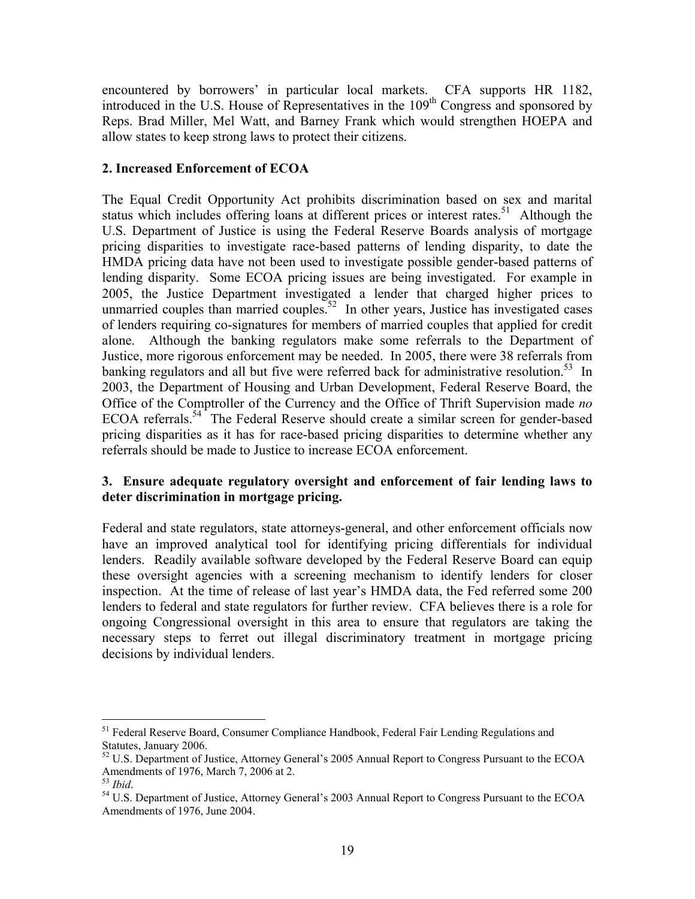encountered by borrowers' in particular local markets. CFA supports HR 1182, introduced in the U.S. House of Representatives in the 109th Congress and sponsored by Reps. Brad Miller, Mel Watt, and Barney Frank which would strengthen HOEPA and allow states to keep strong laws to protect their citizens.

### 2. Increased Enforcement of ECOA

The Equal Credit Opportunity Act prohibits discrimination based on sex and marital status which includes offering loans at different prices or interest rates.[51] Although the U.S. Department of Justice is using the Federal Reserve Boards analysis of mortgage pricing disparities to investigate race-based patterns of lending disparity, to date the HMDA pricing data have not been used to investigate possible gender-based patterns of lending disparity. Some ECOA pricing issues are being investigated. For example in 2005, the Justice Department investigated a lender that charged higher prices to unmarried couples than married couples.[52] In other years, Justice has investigated cases of lenders requiring co-signatures for members of married couples that applied for credit alone. Although the banking regulators make some referrals to the Department of Justice, more rigorous enforcement may be needed. In 2005, there were 38 referrals from banking regulators and all but five were referred back for administrative resolution.[53] In 2003, the Department of Housing and Urban Development, Federal Reserve Board, the Office of the Comptroller of the Currency and the Office of Thrift Supervision made *no* ECOA referrals.[54] The Federal Reserve should create a similar screen for gender-based pricing disparities as it has for race-based pricing disparities to determine whether any referrals should be made to Justice to increase ECOA enforcement.

### 3. Ensure adequate regulatory oversight and enforcement of fair lending laws to deter discrimination in mortgage pricing.

Federal and state regulators, state attorneys-general, and other enforcement officials now have an improved analytical tool for identifying pricing differentials for individual lenders. Readily available software developed by the Federal Reserve Board can equip these oversight agencies with a screening mechanism to identify lenders for closer inspection. At the time of release of last year's HMDA data, the Fed referred some 200 lenders to federal and state regulators for further review. CFA believes there is a role for ongoing Congressional oversight in this area to ensure that regulators are taking the necessary steps to ferret out illegal discriminatory treatment in mortgage pricing decisions by individual lenders.

---

[51] Federal Reserve Board, Consumer Compliance Handbook, Federal Fair Lending Regulations and Statutes, January 2006.

[52] U.S. Department of Justice, Attorney General's 2005 Annual Report to Congress Pursuant to the ECOA Amendments of 1976, March 7, 2006 at 2.

[53] *Ibid*.

[54] U.S. Department of Justice, Attorney General's 2003 Annual Report to Congress Pursuant to the ECOA Amendments of 1976, June 2004.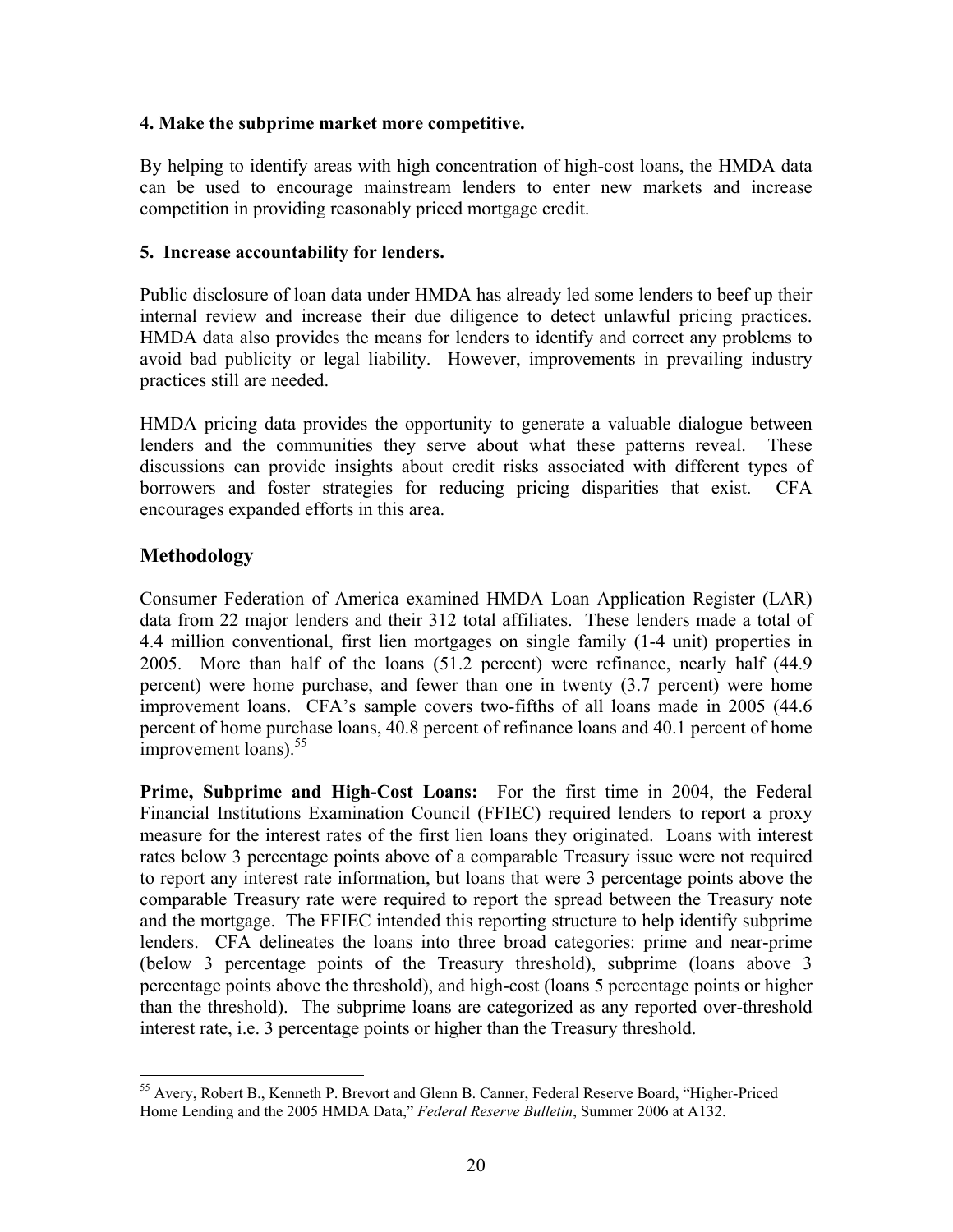**4. Make the subprime market more competitive.**

By helping to identify areas with high concentration of high-cost loans, the HMDA data can be used to encourage mainstream lenders to enter new markets and increase competition in providing reasonably priced mortgage credit.

**5. Increase accountability for lenders.**

Public disclosure of loan data under HMDA has already led some lenders to beef up their internal review and increase their due diligence to detect unlawful pricing practices. HMDA data also provides the means for lenders to identify and correct any problems to avoid bad publicity or legal liability. However, improvements in prevailing industry practices still are needed.

HMDA pricing data provides the opportunity to generate a valuable dialogue between lenders and the communities they serve about what these patterns reveal. These discussions can provide insights about credit risks associated with different types of borrowers and foster strategies for reducing pricing disparities that exist. CFA encourages expanded efforts in this area.

## Methodology

Consumer Federation of America examined HMDA Loan Application Register (LAR) data from 22 major lenders and their 312 total affiliates. These lenders made a total of 4.4 million conventional, first lien mortgages on single family (1-4 unit) properties in 2005. More than half of the loans (51.2 percent) were refinance, nearly half (44.9 percent) were home purchase, and fewer than one in twenty (3.7 percent) were home improvement loans. CFA's sample covers two-fifths of all loans made in 2005 (44.6 percent of home purchase loans, 40.8 percent of refinance loans and 40.1 percent of home improvement loans).[55]

**Prime, Subprime and High-Cost Loans:** For the first time in 2004, the Federal Financial Institutions Examination Council (FFIEC) required lenders to report a proxy measure for the interest rates of the first lien loans they originated. Loans with interest rates below 3 percentage points above of a comparable Treasury issue were not required to report any interest rate information, but loans that were 3 percentage points above the comparable Treasury rate were required to report the spread between the Treasury note and the mortgage. The FFIEC intended this reporting structure to help identify subprime lenders. CFA delineates the loans into three broad categories: prime and near-prime (below 3 percentage points of the Treasury threshold), subprime (loans above 3 percentage points above the threshold), and high-cost (loans 5 percentage points or higher than the threshold). The subprime loans are categorized as any reported over-threshold interest rate, i.e. 3 percentage points or higher than the Treasury threshold.

---

[55] Avery, Robert B., Kenneth P. Brevort and Glenn B. Canner, Federal Reserve Board, "Higher-Priced Home Lending and the 2005 HMDA Data," *Federal Reserve Bulletin*, Summer 2006 at A132.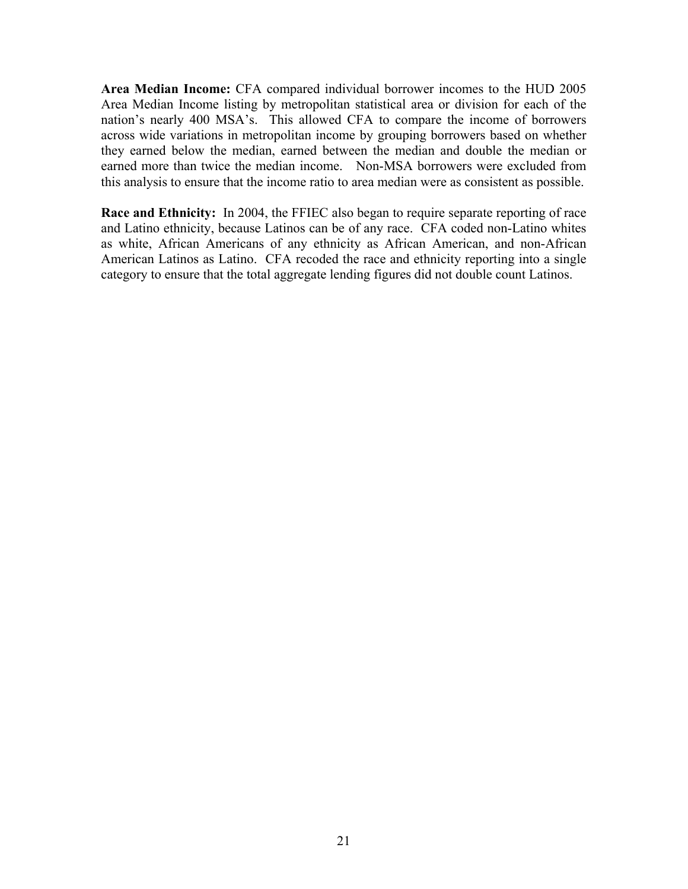**Area Median Income:** CFA compared individual borrower incomes to the HUD 2005 Area Median Income listing by metropolitan statistical area or division for each of the nation's nearly 400 MSA's. This allowed CFA to compare the income of borrowers across wide variations in metropolitan income by grouping borrowers based on whether they earned below the median, earned between the median and double the median or earned more than twice the median income. Non-MSA borrowers were excluded from this analysis to ensure that the income ratio to area median were as consistent as possible.

**Race and Ethnicity:** In 2004, the FFIEC also began to require separate reporting of race and Latino ethnicity, because Latinos can be of any race. CFA coded non-Latino whites as white, African Americans of any ethnicity as African American, and non-African American Latinos as Latino. CFA recoded the race and ethnicity reporting into a single category to ensure that the total aggregate lending figures did not double count Latinos.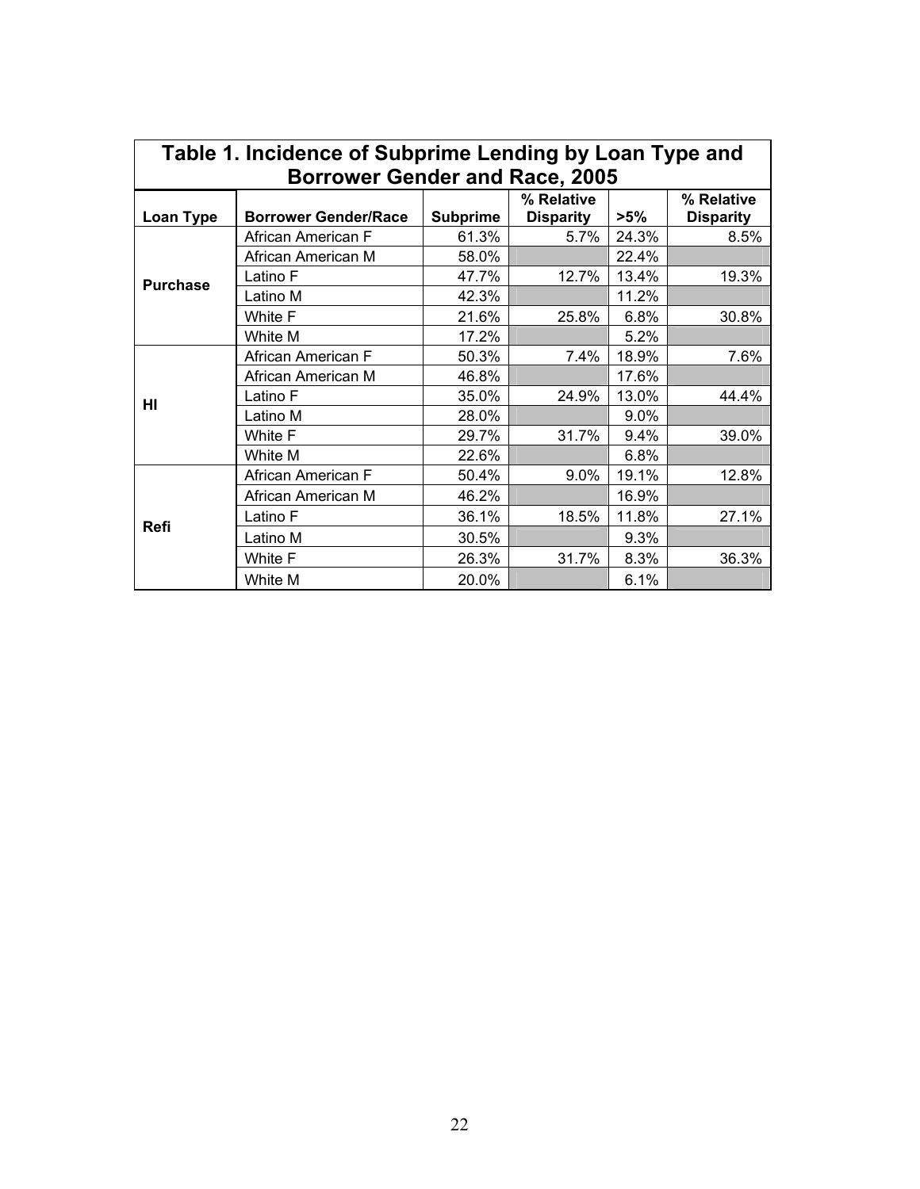## Table 1. Incidence of Subprime Lending by Loan Type and Borrower Gender and Race, 2005

| Loan Type | Borrower Gender/Race | Subprime | % Relative Disparity | >5% | % Relative Disparity |
|---|---|---|---|---|---|
| Purchase | African American F | 61.3% | 5.7% | 24.3% | 8.5% |
| | African American M | 58.0% | | 22.4% | |
| | Latino F | 47.7% | 12.7% | 13.4% | 19.3% |
| | Latino M | 42.3% | | 11.2% | |
| | White F | 21.6% | 25.8% | 6.8% | 30.8% |
| | White M | 17.2% | | 5.2% | |
| HI | African American F | 50.3% | 7.4% | 18.9% | 7.6% |
| | African American M | 46.8% | | 17.6% | |
| | Latino F | 35.0% | 24.9% | 13.0% | 44.4% |
| | Latino M | 28.0% | | 9.0% | |
| | White F | 29.7% | 31.7% | 9.4% | 39.0% |
| | White M | 22.6% | | 6.8% | |
| Refi | African American F | 50.4% | 9.0% | 19.1% | 12.8% |
| | African American M | 46.2% | | 16.9% | |
| | Latino F | 36.1% | 18.5% | 11.8% | 27.1% |
| | Latino M | 30.5% | | 9.3% | |
| | White F | 26.3% | 31.7% | 8.3% | 36.3% |
| | White M | 20.0% | | 6.1% | |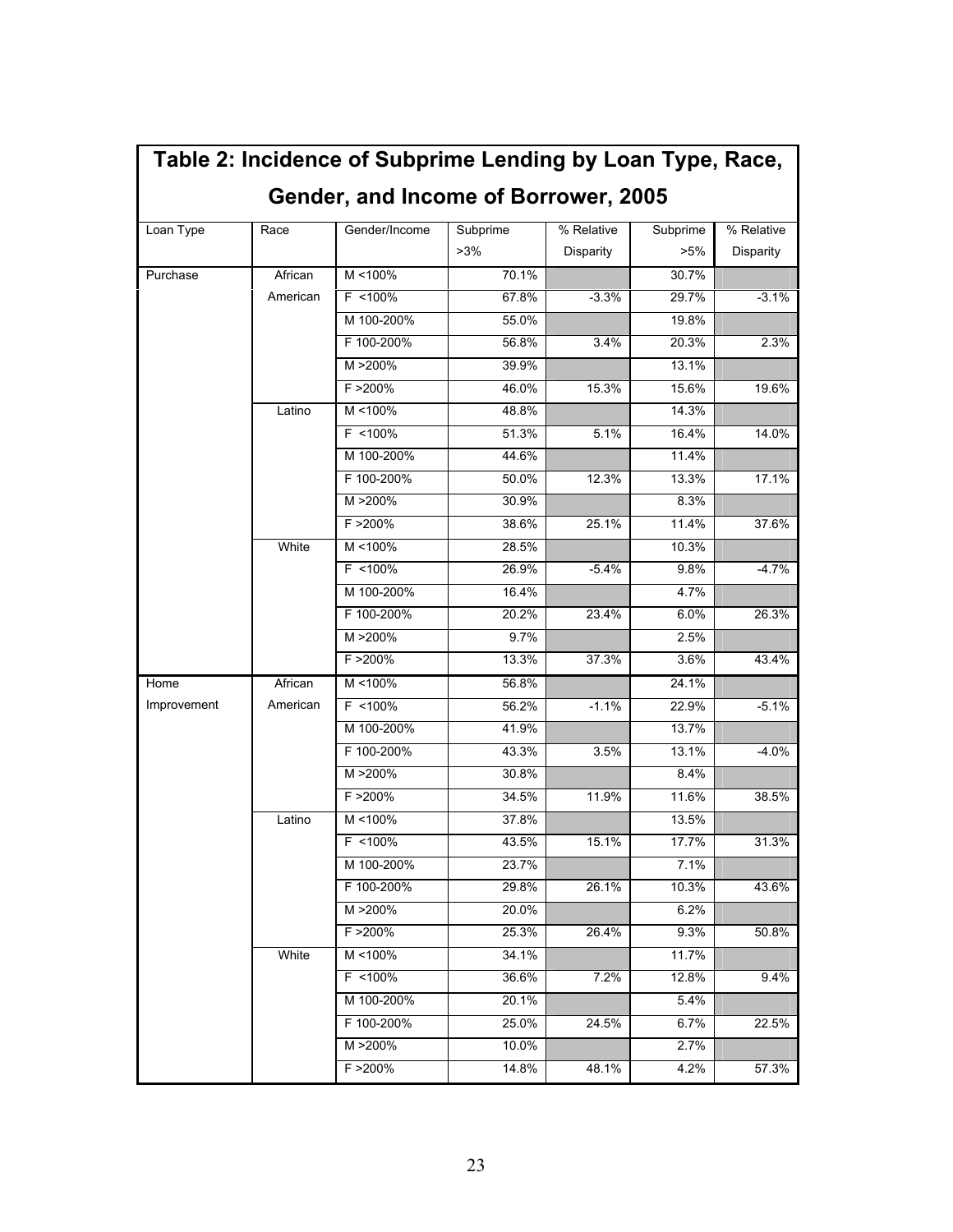## Table 2: Incidence of Subprime Lending by Loan Type, Race, Gender, and Income of Borrower, 2005

| Loan Type | Race | Gender/Income | Subprime >3% | % Relative Disparity | Subprime >5% | % Relative Disparity |
|---|---|---|---|---|---|---|
| Purchase | African American | M <100% | 70.1% | | 30.7% | |
| | | F <100% | 67.8% | -3.3% | 29.7% | -3.1% |
| | | M 100-200% | 55.0% | | 19.8% | |
| | | F 100-200% | 56.8% | 3.4% | 20.3% | 2.3% |
| | | M >200% | 39.9% | | 13.1% | |
| | | F >200% | 46.0% | 15.3% | 15.6% | 19.6% |
| | Latino | M <100% | 48.8% | | 14.3% | |
| | | F <100% | 51.3% | 5.1% | 16.4% | 14.0% |
| | | M 100-200% | 44.6% | | 11.4% | |
| | | F 100-200% | 50.0% | 12.3% | 13.3% | 17.1% |
| | | M >200% | 30.9% | | 8.3% | |
| | | F >200% | 38.6% | 25.1% | 11.4% | 37.6% |
| | White | M <100% | 28.5% | | 10.3% | |
| | | F <100% | 26.9% | -5.4% | 9.8% | -4.7% |
| | | M 100-200% | 16.4% | | 4.7% | |
| | | F 100-200% | 20.2% | 23.4% | 6.0% | 26.3% |
| | | M >200% | 9.7% | | 2.5% | |
| | | F >200% | 13.3% | 37.3% | 3.6% | 43.4% |
| Home Improvement | African American | M <100% | 56.8% | | 24.1% | |
| | | F <100% | 56.2% | -1.1% | 22.9% | -5.1% |
| | | M 100-200% | 41.9% | | 13.7% | |
| | | F 100-200% | 43.3% | 3.5% | 13.1% | -4.0% |
| | | M >200% | 30.8% | | 8.4% | |
| | | F >200% | 34.5% | 11.9% | 11.6% | 38.5% |
| | Latino | M <100% | 37.8% | | 13.5% | |
| | | F <100% | 43.5% | 15.1% | 17.7% | 31.3% |
| | | M 100-200% | 23.7% | | 7.1% | |
| | | F 100-200% | 29.8% | 26.1% | 10.3% | 43.6% |
| | | M >200% | 20.0% | | 6.2% | |
| | | F >200% | 25.3% | 26.4% | 9.3% | 50.8% |
| | White | M <100% | 34.1% | | 11.7% | |
| | | F <100% | 36.6% | 7.2% | 12.8% | 9.4% |
| | | M 100-200% | 20.1% | | 5.4% | |
| | | F 100-200% | 25.0% | 24.5% | 6.7% | 22.5% |
| | | M >200% | 10.0% | | 2.7% | |
| | | F >200% | 14.8% | 48.1% | 4.2% | 57.3% |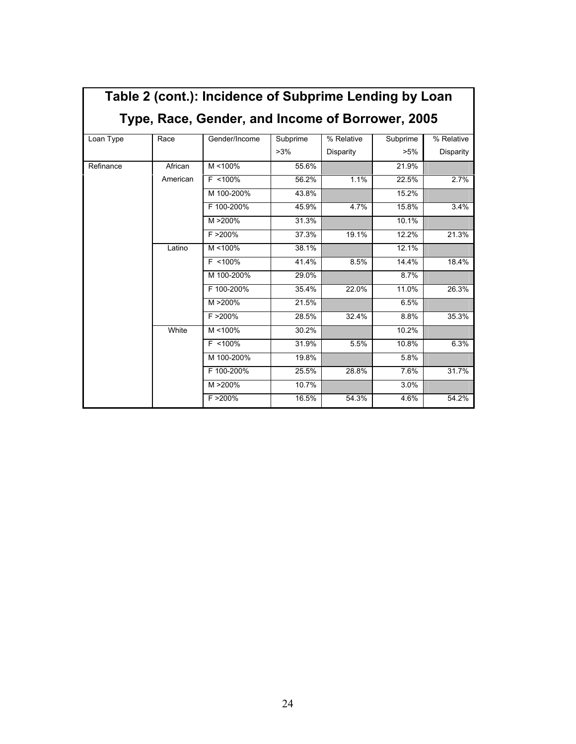## Table 2 (cont.): Incidence of Subprime Lending by Loan Type, Race, Gender, and Income of Borrower, 2005

| Loan Type | Race | Gender/Income | Subprime >3% | % Relative Disparity | Subprime >5% | % Relative Disparity |
|---|---|---|---|---|---|---|
| Refinance | African American | M <100% | 55.6% | | 21.9% | |
| | | F <100% | 56.2% | 1.1% | 22.5% | 2.7% |
| | | M 100-200% | 43.8% | | 15.2% | |
| | | F 100-200% | 45.9% | 4.7% | 15.8% | 3.4% |
| | | M >200% | 31.3% | | 10.1% | |
| | | F >200% | 37.3% | 19.1% | 12.2% | 21.3% |
| | Latino | M <100% | 38.1% | | 12.1% | |
| | | F <100% | 41.4% | 8.5% | 14.4% | 18.4% |
| | | M 100-200% | 29.0% | | 8.7% | |
| | | F 100-200% | 35.4% | 22.0% | 11.0% | 26.3% |
| | | M >200% | 21.5% | | 6.5% | |
| | | F >200% | 28.5% | 32.4% | 8.8% | 35.3% |
| | White | M <100% | 30.2% | | 10.2% | |
| | | F <100% | 31.9% | 5.5% | 10.8% | 6.3% |
| | | M 100-200% | 19.8% | | 5.8% | |
| | | F 100-200% | 25.5% | 28.8% | 7.6% | 31.7% |
| | | M >200% | 10.7% | | 3.0% | |
| | | F >200% | 16.5% | 54.3% | 4.6% | 54.2% |